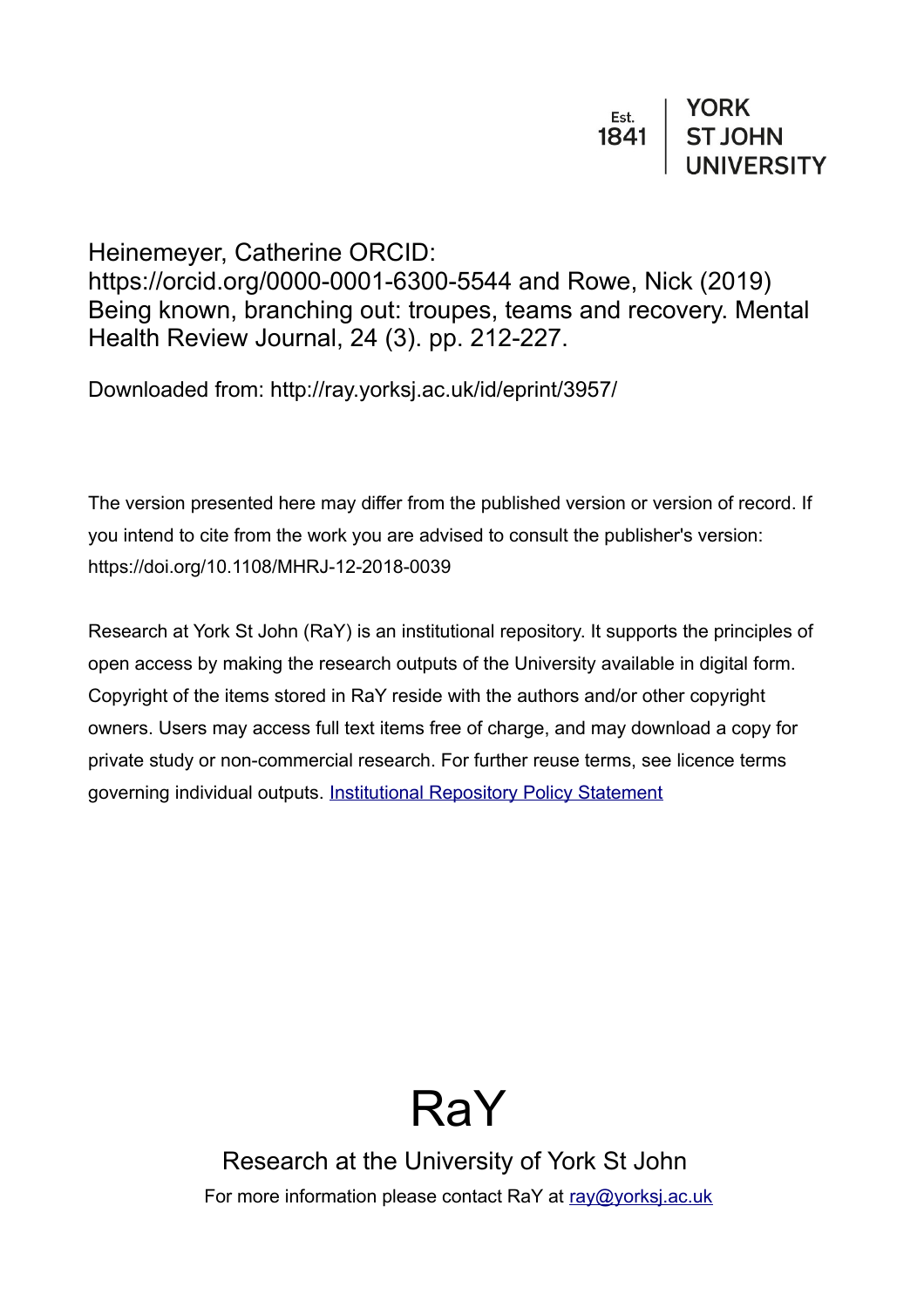Est. 1841 | YORK ST JOHN UNIVERSITY

Heinemeyer, Catherine ORCID: https://orcid.org/0000-0001-6300-5544 and Rowe, Nick (2019) Being known, branching out: troupes, teams and recovery. Mental Health Review Journal, 24 (3). pp. 212-227.

Downloaded from: http://ray.yorksj.ac.uk/id/eprint/3957/

The version presented here may differ from the published version or version of record. If you intend to cite from the work you are advised to consult the publisher's version: https://doi.org/10.1108/MHRJ-12-2018-0039

Research at York St John (RaY) is an institutional repository. It supports the principles of open access by making the research outputs of the University available in digital form. Copyright of the items stored in RaY reside with the authors and/or other copyright owners. Users may access full text items free of charge, and may download a copy for private study or non-commercial research. For further reuse terms, see licence terms governing individual outputs. [Institutional Repository Policy Statement](#)

# RaY

Research at the University of York St John

For more information please contact RaY at [ray@yorksj.ac.uk](mailto:ray@yorksj.ac.uk)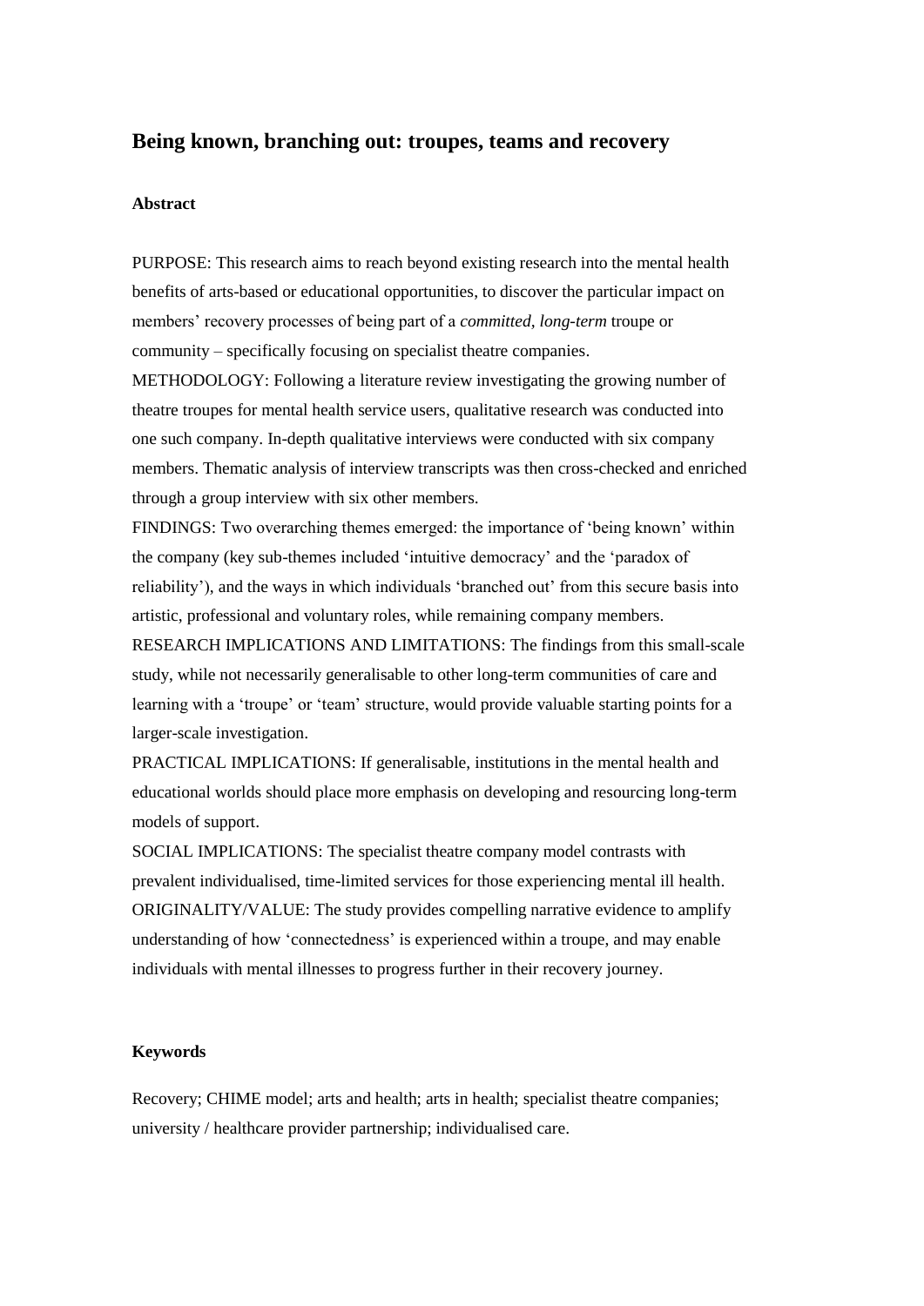# Being known, branching out: troupes, teams and recovery

## Abstract

PURPOSE: This research aims to reach beyond existing research into the mental health benefits of arts-based or educational opportunities, to discover the particular impact on members' recovery processes of being part of a *committed, long-term* troupe or community – specifically focusing on specialist theatre companies.

METHODOLOGY: Following a literature review investigating the growing number of theatre troupes for mental health service users, qualitative research was conducted into one such company. In-depth qualitative interviews were conducted with six company members. Thematic analysis of interview transcripts was then cross-checked and enriched through a group interview with six other members.

FINDINGS: Two overarching themes emerged: the importance of 'being known' within the company (key sub-themes included 'intuitive democracy' and the 'paradox of reliability'), and the ways in which individuals 'branched out' from this secure basis into artistic, professional and voluntary roles, while remaining company members.

RESEARCH IMPLICATIONS AND LIMITATIONS: The findings from this small-scale study, while not necessarily generalisable to other long-term communities of care and learning with a 'troupe' or 'team' structure, would provide valuable starting points for a larger-scale investigation.

PRACTICAL IMPLICATIONS: If generalisable, institutions in the mental health and educational worlds should place more emphasis on developing and resourcing long-term models of support.

SOCIAL IMPLICATIONS: The specialist theatre company model contrasts with prevalent individualised, time-limited services for those experiencing mental ill health.

ORIGINALITY/VALUE: The study provides compelling narrative evidence to amplify understanding of how 'connectedness' is experienced within a troupe, and may enable individuals with mental illnesses to progress further in their recovery journey.

## Keywords

Recovery; CHIME model; arts and health; arts in health; specialist theatre companies; university / healthcare provider partnership; individualised care.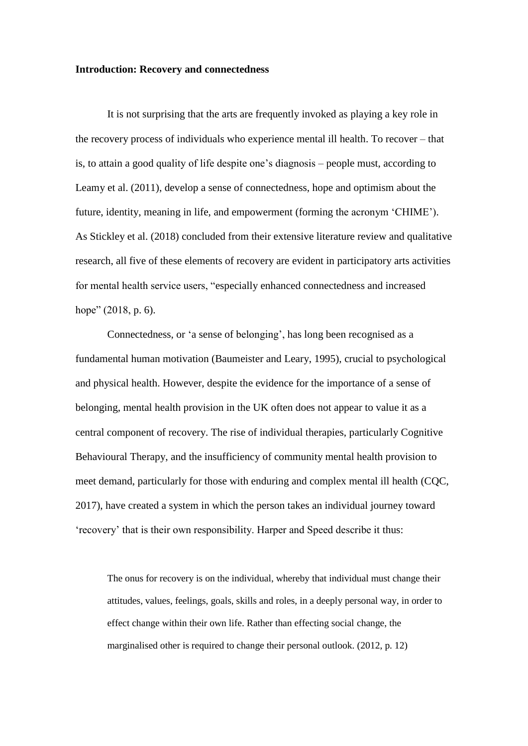**Introduction: Recovery and connectedness**

It is not surprising that the arts are frequently invoked as playing a key role in the recovery process of individuals who experience mental ill health. To recover – that is, to attain a good quality of life despite one's diagnosis – people must, according to Leamy et al. (2011), develop a sense of connectedness, hope and optimism about the future, identity, meaning in life, and empowerment (forming the acronym 'CHIME'). As Stickley et al. (2018) concluded from their extensive literature review and qualitative research, all five of these elements of recovery are evident in participatory arts activities for mental health service users, "especially enhanced connectedness and increased hope" (2018, p. 6).

Connectedness, or 'a sense of belonging', has long been recognised as a fundamental human motivation (Baumeister and Leary, 1995), crucial to psychological and physical health. However, despite the evidence for the importance of a sense of belonging, mental health provision in the UK often does not appear to value it as a central component of recovery. The rise of individual therapies, particularly Cognitive Behavioural Therapy, and the insufficiency of community mental health provision to meet demand, particularly for those with enduring and complex mental ill health (CQC, 2017), have created a system in which the person takes an individual journey toward 'recovery' that is their own responsibility. Harper and Speed describe it thus:

> The onus for recovery is on the individual, whereby that individual must change their attitudes, values, feelings, goals, skills and roles, in a deeply personal way, in order to effect change within their own life. Rather than effecting social change, the marginalised other is required to change their personal outlook. (2012, p. 12)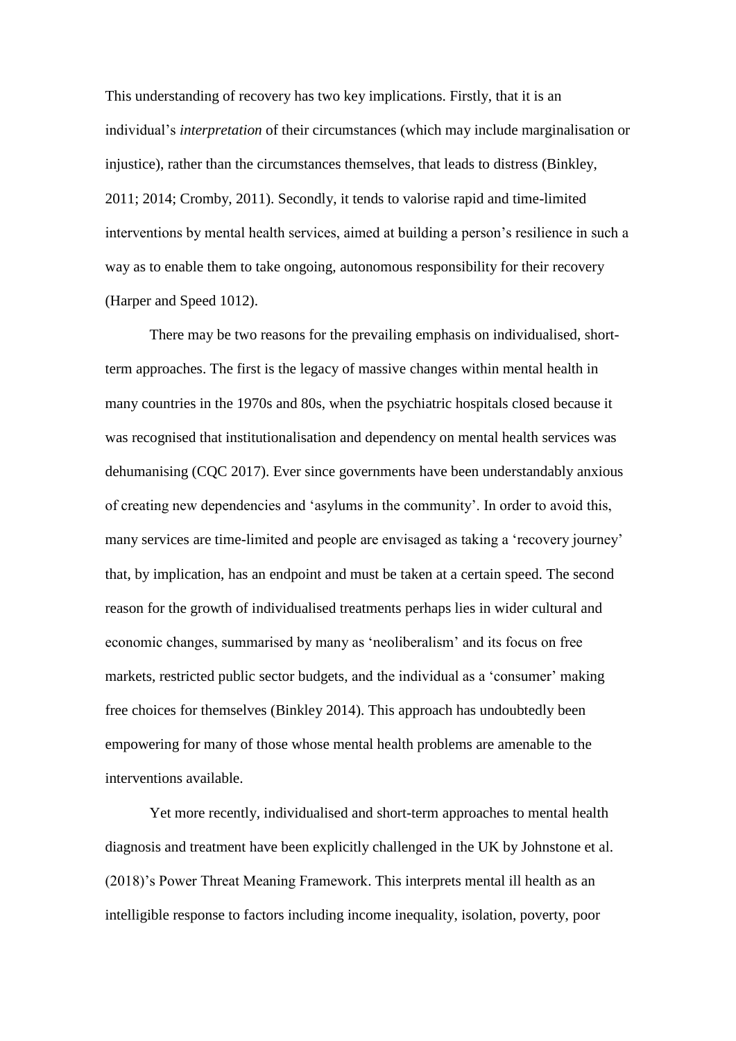This understanding of recovery has two key implications. Firstly, that it is an individual's *interpretation* of their circumstances (which may include marginalisation or injustice), rather than the circumstances themselves, that leads to distress (Binkley, 2011; 2014; Cromby, 2011). Secondly, it tends to valorise rapid and time-limited interventions by mental health services, aimed at building a person's resilience in such a way as to enable them to take ongoing, autonomous responsibility for their recovery (Harper and Speed 1012).

There may be two reasons for the prevailing emphasis on individualised, short-term approaches. The first is the legacy of massive changes within mental health in many countries in the 1970s and 80s, when the psychiatric hospitals closed because it was recognised that institutionalisation and dependency on mental health services was dehumanising (CQC 2017). Ever since governments have been understandably anxious of creating new dependencies and 'asylums in the community'. In order to avoid this, many services are time-limited and people are envisaged as taking a 'recovery journey' that, by implication, has an endpoint and must be taken at a certain speed. The second reason for the growth of individualised treatments perhaps lies in wider cultural and economic changes, summarised by many as 'neoliberalism' and its focus on free markets, restricted public sector budgets, and the individual as a 'consumer' making free choices for themselves (Binkley 2014). This approach has undoubtedly been empowering for many of those whose mental health problems are amenable to the interventions available.

Yet more recently, individualised and short-term approaches to mental health diagnosis and treatment have been explicitly challenged in the UK by Johnstone et al. (2018)'s Power Threat Meaning Framework. This interprets mental ill health as an intelligible response to factors including income inequality, isolation, poverty, poor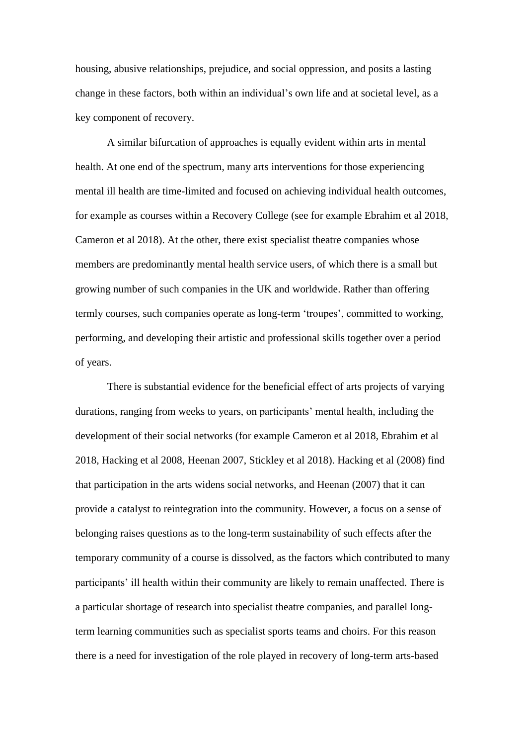housing, abusive relationships, prejudice, and social oppression, and posits a lasting change in these factors, both within an individual's own life and at societal level, as a key component of recovery.

A similar bifurcation of approaches is equally evident within arts in mental health. At one end of the spectrum, many arts interventions for those experiencing mental ill health are time-limited and focused on achieving individual health outcomes, for example as courses within a Recovery College (see for example Ebrahim et al 2018, Cameron et al 2018). At the other, there exist specialist theatre companies whose members are predominantly mental health service users, of which there is a small but growing number of such companies in the UK and worldwide. Rather than offering termly courses, such companies operate as long-term 'troupes', committed to working, performing, and developing their artistic and professional skills together over a period of years.

There is substantial evidence for the beneficial effect of arts projects of varying durations, ranging from weeks to years, on participants' mental health, including the development of their social networks (for example Cameron et al 2018, Ebrahim et al 2018, Hacking et al 2008, Heenan 2007, Stickley et al 2018). Hacking et al (2008) find that participation in the arts widens social networks, and Heenan (2007) that it can provide a catalyst to reintegration into the community. However, a focus on a sense of belonging raises questions as to the long-term sustainability of such effects after the temporary community of a course is dissolved, as the factors which contributed to many participants' ill health within their community are likely to remain unaffected. There is a particular shortage of research into specialist theatre companies, and parallel long-term learning communities such as specialist sports teams and choirs. For this reason there is a need for investigation of the role played in recovery of long-term arts-based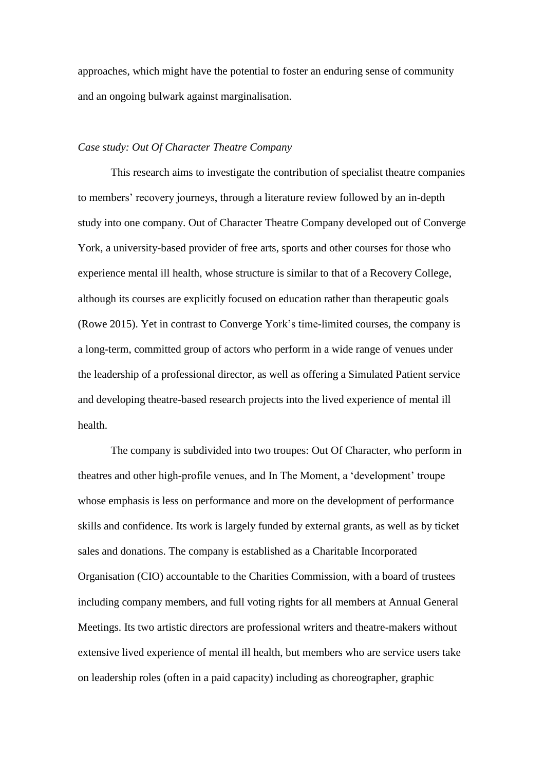approaches, which might have the potential to foster an enduring sense of community and an ongoing bulwark against marginalisation.

*Case study: Out Of Character Theatre Company*

This research aims to investigate the contribution of specialist theatre companies to members' recovery journeys, through a literature review followed by an in-depth study into one company. Out of Character Theatre Company developed out of Converge York, a university-based provider of free arts, sports and other courses for those who experience mental ill health, whose structure is similar to that of a Recovery College, although its courses are explicitly focused on education rather than therapeutic goals (Rowe 2015). Yet in contrast to Converge York's time-limited courses, the company is a long-term, committed group of actors who perform in a wide range of venues under the leadership of a professional director, as well as offering a Simulated Patient service and developing theatre-based research projects into the lived experience of mental ill health.

The company is subdivided into two troupes: Out Of Character, who perform in theatres and other high-profile venues, and In The Moment, a 'development' troupe whose emphasis is less on performance and more on the development of performance skills and confidence. Its work is largely funded by external grants, as well as by ticket sales and donations. The company is established as a Charitable Incorporated Organisation (CIO) accountable to the Charities Commission, with a board of trustees including company members, and full voting rights for all members at Annual General Meetings. Its two artistic directors are professional writers and theatre-makers without extensive lived experience of mental ill health, but members who are service users take on leadership roles (often in a paid capacity) including as choreographer, graphic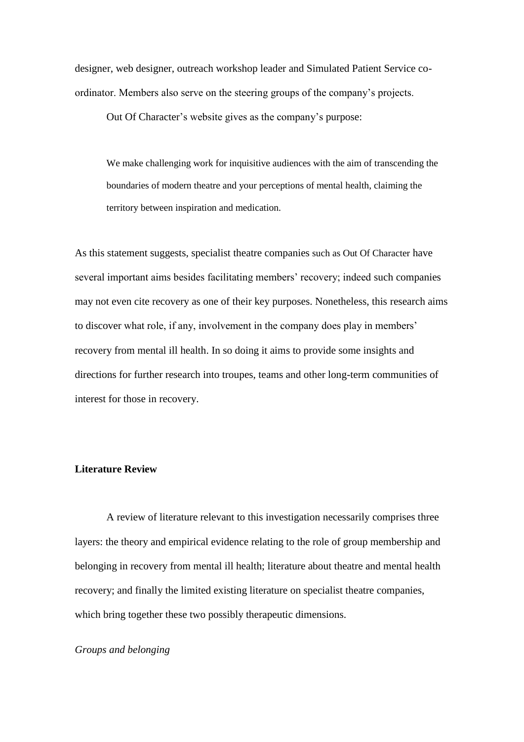designer, web designer, outreach workshop leader and Simulated Patient Service co-ordinator. Members also serve on the steering groups of the company's projects.

Out Of Character's website gives as the company's purpose:

> We make challenging work for inquisitive audiences with the aim of transcending the boundaries of modern theatre and your perceptions of mental health, claiming the territory between inspiration and medication.

As this statement suggests, specialist theatre companies such as Out Of Character have several important aims besides facilitating members' recovery; indeed such companies may not even cite recovery as one of their key purposes. Nonetheless, this research aims to discover what role, if any, involvement in the company does play in members' recovery from mental ill health. In so doing it aims to provide some insights and directions for further research into troupes, teams and other long-term communities of interest for those in recovery.

## Literature Review

A review of literature relevant to this investigation necessarily comprises three layers: the theory and empirical evidence relating to the role of group membership and belonging in recovery from mental ill health; literature about theatre and mental health recovery; and finally the limited existing literature on specialist theatre companies, which bring together these two possibly therapeutic dimensions.

### *Groups and belonging*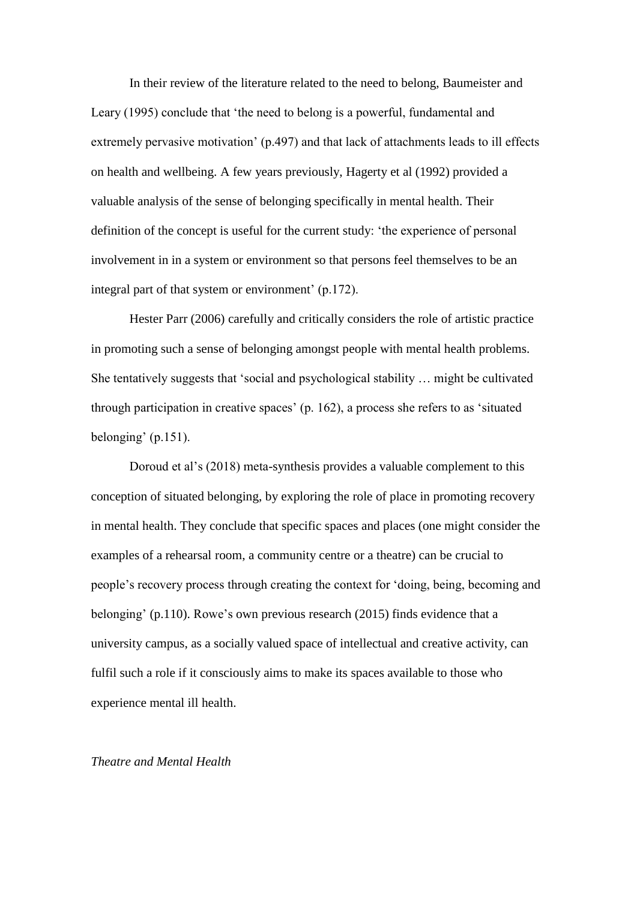In their review of the literature related to the need to belong, Baumeister and Leary (1995) conclude that 'the need to belong is a powerful, fundamental and extremely pervasive motivation' (p.497) and that lack of attachments leads to ill effects on health and wellbeing. A few years previously, Hagerty et al (1992) provided a valuable analysis of the sense of belonging specifically in mental health. Their definition of the concept is useful for the current study: 'the experience of personal involvement in in a system or environment so that persons feel themselves to be an integral part of that system or environment' (p.172).

Hester Parr (2006) carefully and critically considers the role of artistic practice in promoting such a sense of belonging amongst people with mental health problems. She tentatively suggests that 'social and psychological stability … might be cultivated through participation in creative spaces' (p. 162), a process she refers to as 'situated belonging' (p.151).

Doroud et al's (2018) meta-synthesis provides a valuable complement to this conception of situated belonging, by exploring the role of place in promoting recovery in mental health. They conclude that specific spaces and places (one might consider the examples of a rehearsal room, a community centre or a theatre) can be crucial to people's recovery process through creating the context for 'doing, being, becoming and belonging' (p.110). Rowe's own previous research (2015) finds evidence that a university campus, as a socially valued space of intellectual and creative activity, can fulfil such a role if it consciously aims to make its spaces available to those who experience mental ill health.

*Theatre and Mental Health*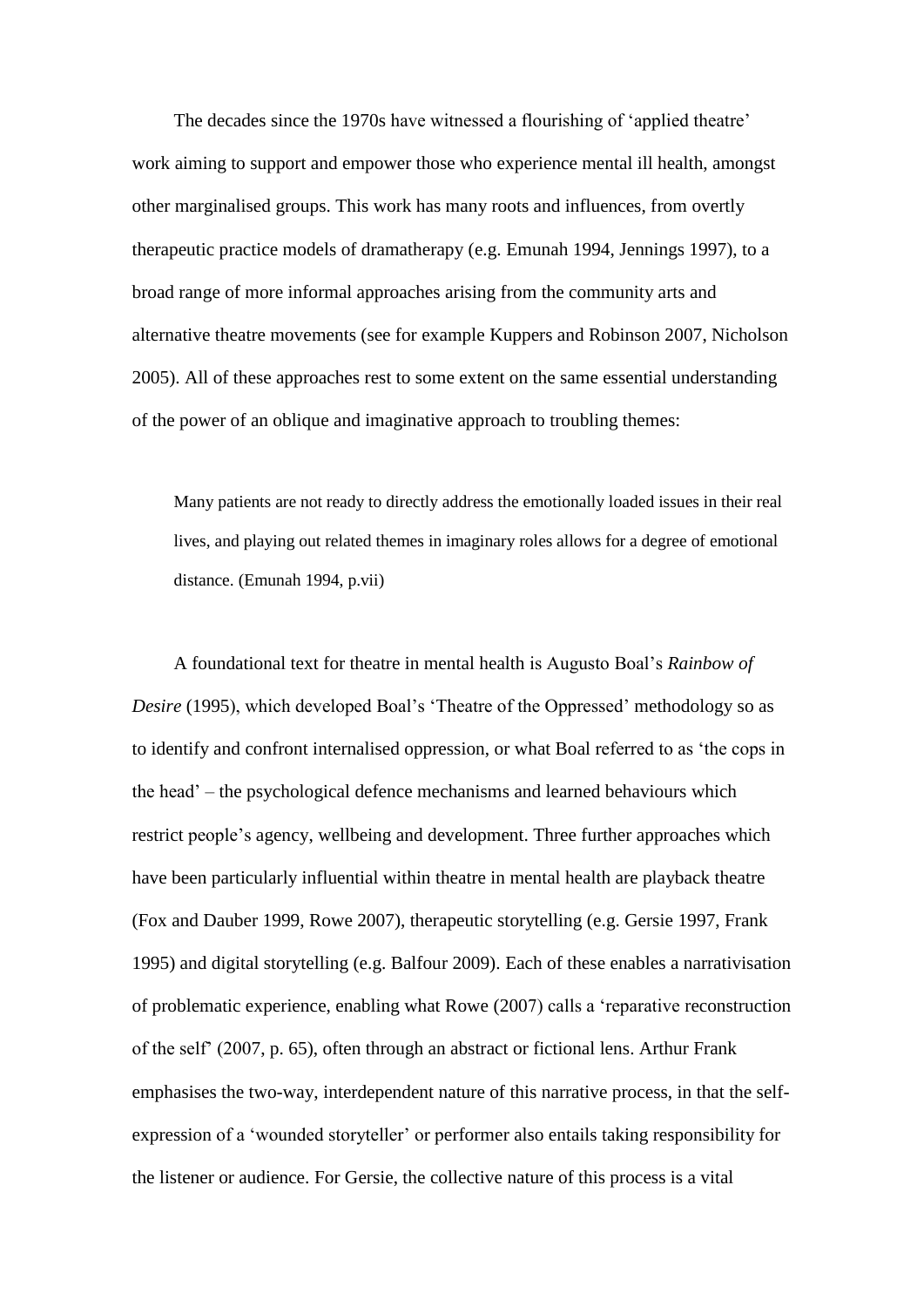The decades since the 1970s have witnessed a flourishing of 'applied theatre' work aiming to support and empower those who experience mental ill health, amongst other marginalised groups. This work has many roots and influences, from overtly therapeutic practice models of dramatherapy (e.g. Emunah 1994, Jennings 1997), to a broad range of more informal approaches arising from the community arts and alternative theatre movements (see for example Kuppers and Robinson 2007, Nicholson 2005). All of these approaches rest to some extent on the same essential understanding of the power of an oblique and imaginative approach to troubling themes:

> Many patients are not ready to directly address the emotionally loaded issues in their real lives, and playing out related themes in imaginary roles allows for a degree of emotional distance. (Emunah 1994, p.vii)

A foundational text for theatre in mental health is Augusto Boal's *Rainbow of Desire* (1995), which developed Boal's 'Theatre of the Oppressed' methodology so as to identify and confront internalised oppression, or what Boal referred to as 'the cops in the head' – the psychological defence mechanisms and learned behaviours which restrict people's agency, wellbeing and development. Three further approaches which have been particularly influential within theatre in mental health are playback theatre (Fox and Dauber 1999, Rowe 2007), therapeutic storytelling (e.g. Gersie 1997, Frank 1995) and digital storytelling (e.g. Balfour 2009). Each of these enables a narrativisation of problematic experience, enabling what Rowe (2007) calls a 'reparative reconstruction of the self' (2007, p. 65), often through an abstract or fictional lens. Arthur Frank emphasises the two-way, interdependent nature of this narrative process, in that the self-expression of a 'wounded storyteller' or performer also entails taking responsibility for the listener or audience. For Gersie, the collective nature of this process is a vital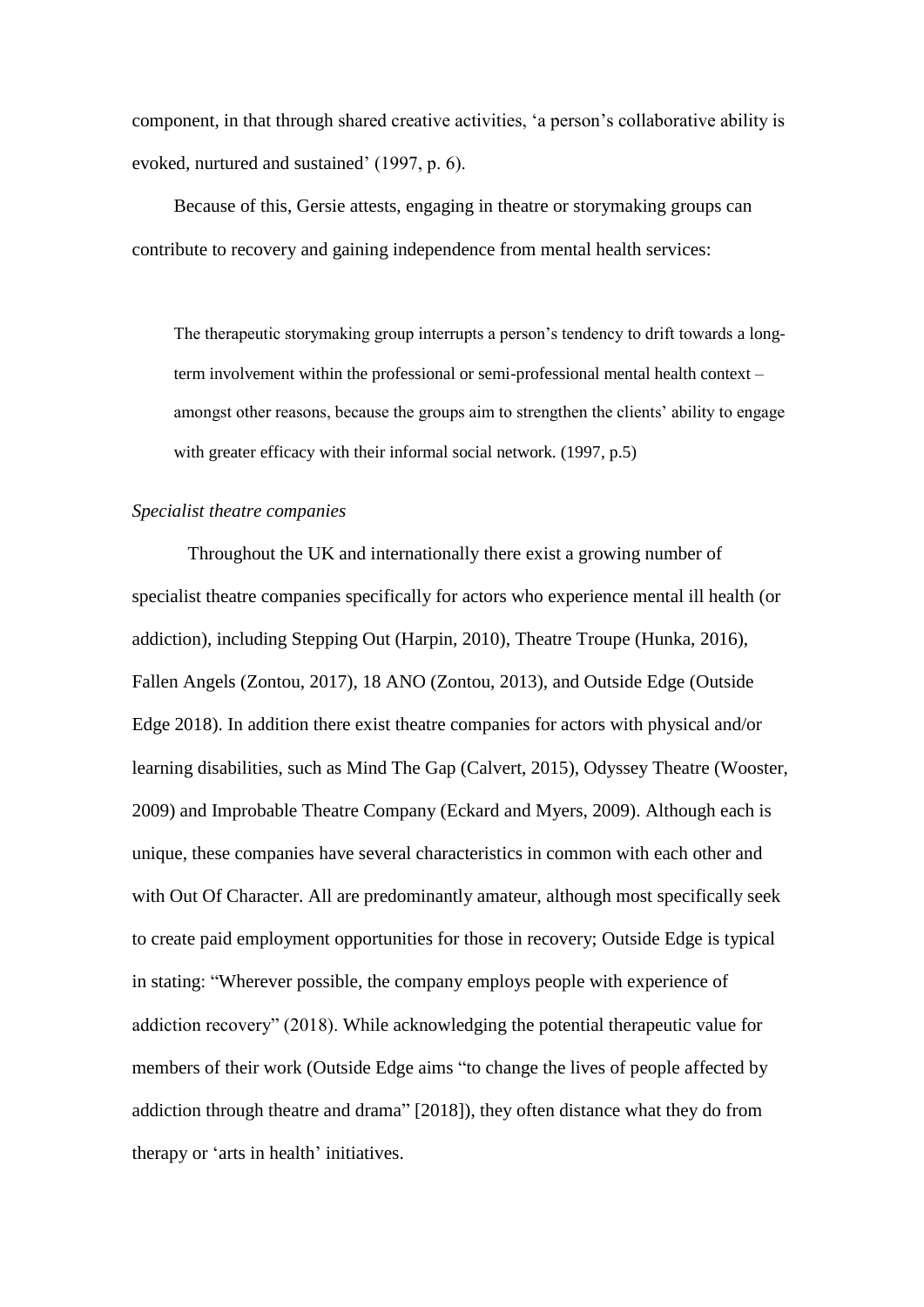component, in that through shared creative activities, 'a person's collaborative ability is evoked, nurtured and sustained' (1997, p. 6).

Because of this, Gersie attests, engaging in theatre or storymaking groups can contribute to recovery and gaining independence from mental health services:

> The therapeutic storymaking group interrupts a person's tendency to drift towards a long-term involvement within the professional or semi-professional mental health context – amongst other reasons, because the groups aim to strengthen the clients' ability to engage with greater efficacy with their informal social network. (1997, p.5)

*Specialist theatre companies*

Throughout the UK and internationally there exist a growing number of specialist theatre companies specifically for actors who experience mental ill health (or addiction), including Stepping Out (Harpin, 2010), Theatre Troupe (Hunka, 2016), Fallen Angels (Zontou, 2017), 18 ANO (Zontou, 2013), and Outside Edge (Outside Edge 2018). In addition there exist theatre companies for actors with physical and/or learning disabilities, such as Mind The Gap (Calvert, 2015), Odyssey Theatre (Wooster, 2009) and Improbable Theatre Company (Eckard and Myers, 2009). Although each is unique, these companies have several characteristics in common with each other and with Out Of Character. All are predominantly amateur, although most specifically seek to create paid employment opportunities for those in recovery; Outside Edge is typical in stating: "Wherever possible, the company employs people with experience of addiction recovery" (2018). While acknowledging the potential therapeutic value for members of their work (Outside Edge aims "to change the lives of people affected by addiction through theatre and drama" [2018]), they often distance what they do from therapy or 'arts in health' initiatives.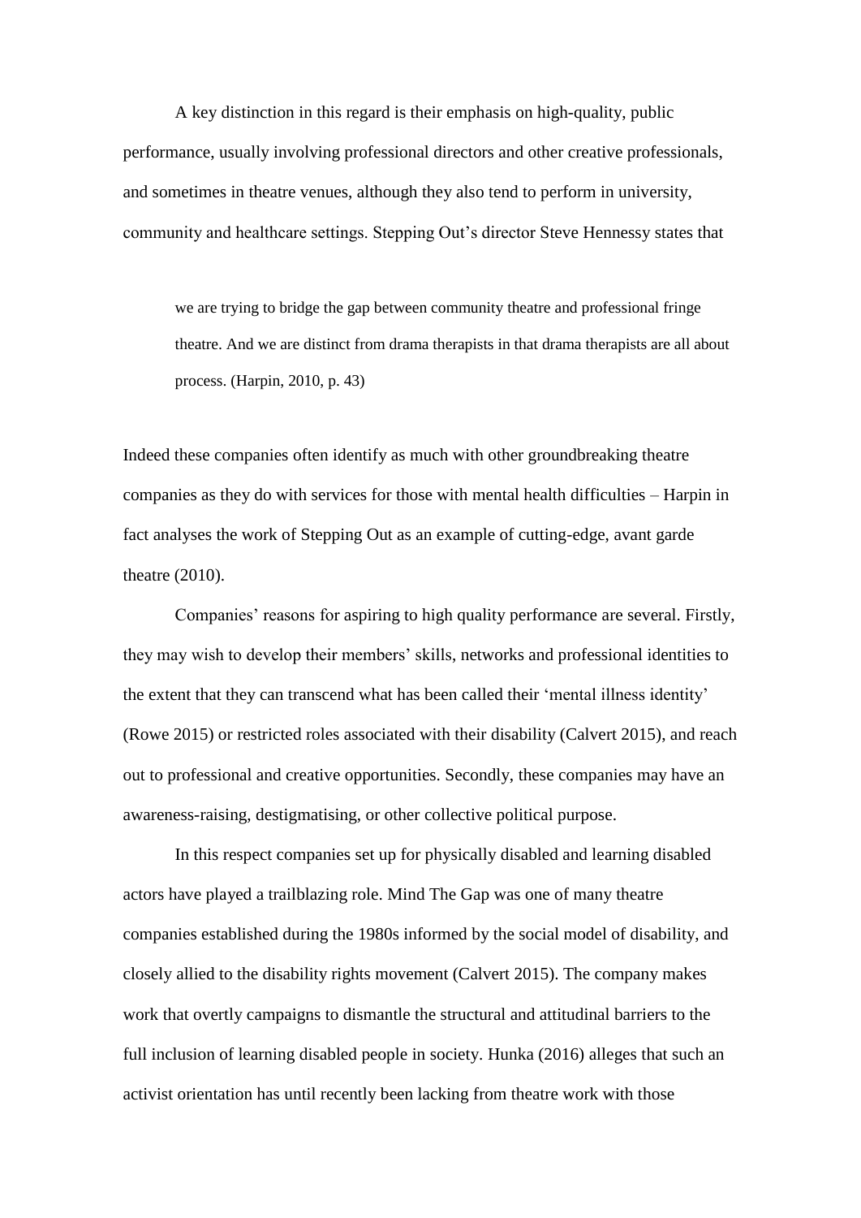A key distinction in this regard is their emphasis on high-quality, public performance, usually involving professional directors and other creative professionals, and sometimes in theatre venues, although they also tend to perform in university, community and healthcare settings. Stepping Out's director Steve Hennessy states that

> we are trying to bridge the gap between community theatre and professional fringe theatre. And we are distinct from drama therapists in that drama therapists are all about process. (Harpin, 2010, p. 43)

Indeed these companies often identify as much with other groundbreaking theatre companies as they do with services for those with mental health difficulties – Harpin in fact analyses the work of Stepping Out as an example of cutting-edge, avant garde theatre (2010).

Companies' reasons for aspiring to high quality performance are several. Firstly, they may wish to develop their members' skills, networks and professional identities to the extent that they can transcend what has been called their 'mental illness identity' (Rowe 2015) or restricted roles associated with their disability (Calvert 2015), and reach out to professional and creative opportunities. Secondly, these companies may have an awareness-raising, destigmatising, or other collective political purpose.

In this respect companies set up for physically disabled and learning disabled actors have played a trailblazing role. Mind The Gap was one of many theatre companies established during the 1980s informed by the social model of disability, and closely allied to the disability rights movement (Calvert 2015). The company makes work that overtly campaigns to dismantle the structural and attitudinal barriers to the full inclusion of learning disabled people in society. Hunka (2016) alleges that such an activist orientation has until recently been lacking from theatre work with those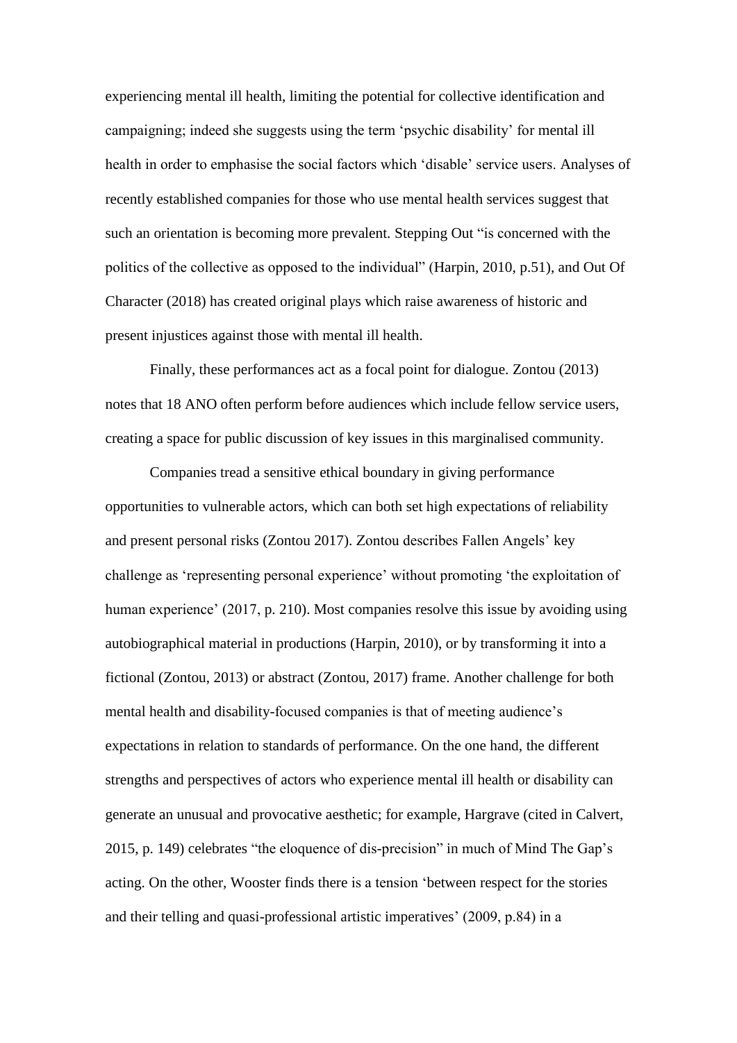experiencing mental ill health, limiting the potential for collective identification and campaigning; indeed she suggests using the term 'psychic disability' for mental ill health in order to emphasise the social factors which 'disable' service users. Analyses of recently established companies for those who use mental health services suggest that such an orientation is becoming more prevalent. Stepping Out "is concerned with the politics of the collective as opposed to the individual" (Harpin, 2010, p.51), and Out Of Character (2018) has created original plays which raise awareness of historic and present injustices against those with mental ill health.

Finally, these performances act as a focal point for dialogue. Zontou (2013) notes that 18 ANO often perform before audiences which include fellow service users, creating a space for public discussion of key issues in this marginalised community.

Companies tread a sensitive ethical boundary in giving performance opportunities to vulnerable actors, which can both set high expectations of reliability and present personal risks (Zontou 2017). Zontou describes Fallen Angels' key challenge as 'representing personal experience' without promoting 'the exploitation of human experience' (2017, p. 210). Most companies resolve this issue by avoiding using autobiographical material in productions (Harpin, 2010), or by transforming it into a fictional (Zontou, 2013) or abstract (Zontou, 2017) frame. Another challenge for both mental health and disability-focused companies is that of meeting audience's expectations in relation to standards of performance. On the one hand, the different strengths and perspectives of actors who experience mental ill health or disability can generate an unusual and provocative aesthetic; for example, Hargrave (cited in Calvert, 2015, p. 149) celebrates "the eloquence of dis-precision" in much of Mind The Gap's acting. On the other, Wooster finds there is a tension 'between respect for the stories and their telling and quasi-professional artistic imperatives' (2009, p.84) in a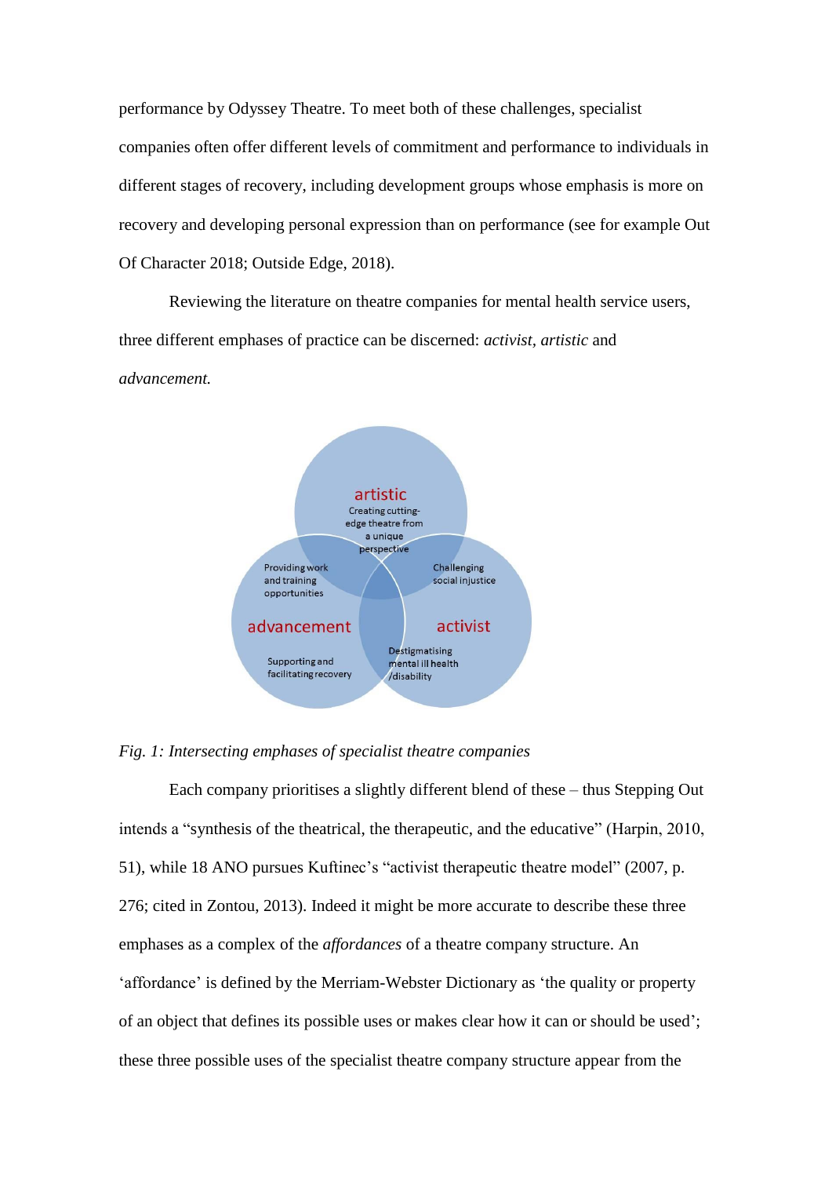performance by Odyssey Theatre. To meet both of these challenges, specialist companies often offer different levels of commitment and performance to individuals in different stages of recovery, including development groups whose emphasis is more on recovery and developing personal expression than on performance (see for example Out Of Character 2018; Outside Edge, 2018).

Reviewing the literature on theatre companies for mental health service users, three different emphases of practice can be discerned: *activist*, *artistic* and *advancement.*

artistic
Creating cutting-edge theatre from a unique perspective

Providing work and training opportunities

Challenging social injustice

advancement

activist

Supporting and facilitating recovery

Destigmatising mental ill health /disability

*Fig. 1: Intersecting emphases of specialist theatre companies*

Each company prioritises a slightly different blend of these – thus Stepping Out intends a "synthesis of the theatrical, the therapeutic, and the educative" (Harpin, 2010, 51), while 18 ANO pursues Kuftinec's "activist therapeutic theatre model" (2007, p. 276; cited in Zontou, 2013). Indeed it might be more accurate to describe these three emphases as a complex of the *affordances* of a theatre company structure. An 'affordance' is defined by the Merriam-Webster Dictionary as 'the quality or property of an object that defines its possible uses or makes clear how it can or should be used'; these three possible uses of the specialist theatre company structure appear from the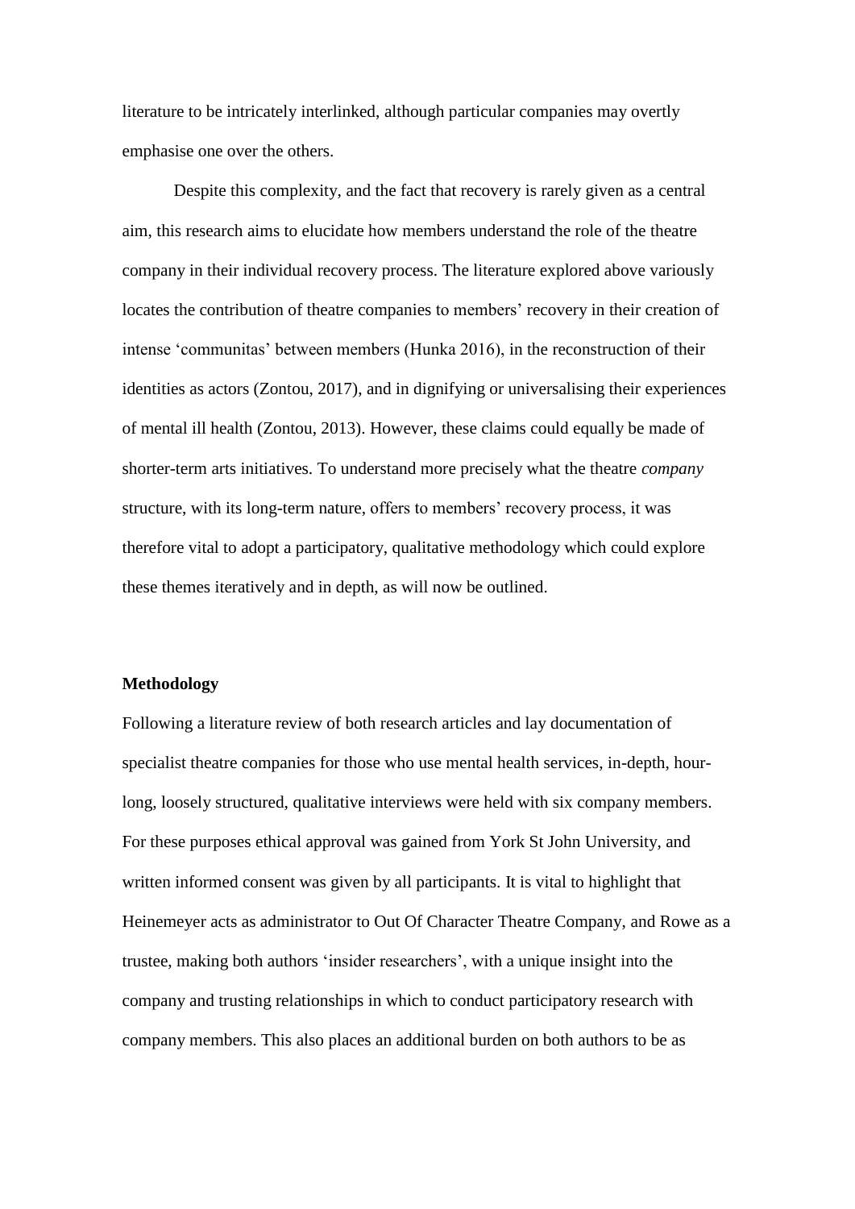literature to be intricately interlinked, although particular companies may overtly emphasise one over the others.

Despite this complexity, and the fact that recovery is rarely given as a central aim, this research aims to elucidate how members understand the role of the theatre company in their individual recovery process. The literature explored above variously locates the contribution of theatre companies to members' recovery in their creation of intense 'communitas' between members (Hunka 2016), in the reconstruction of their identities as actors (Zontou, 2017), and in dignifying or universalising their experiences of mental ill health (Zontou, 2013). However, these claims could equally be made of shorter-term arts initiatives. To understand more precisely what the theatre *company* structure, with its long-term nature, offers to members' recovery process, it was therefore vital to adopt a participatory, qualitative methodology which could explore these themes iteratively and in depth, as will now be outlined.

**Methodology**

Following a literature review of both research articles and lay documentation of specialist theatre companies for those who use mental health services, in-depth, hour-long, loosely structured, qualitative interviews were held with six company members. For these purposes ethical approval was gained from York St John University, and written informed consent was given by all participants. It is vital to highlight that Heinemeyer acts as administrator to Out Of Character Theatre Company, and Rowe as a trustee, making both authors 'insider researchers', with a unique insight into the company and trusting relationships in which to conduct participatory research with company members. This also places an additional burden on both authors to be as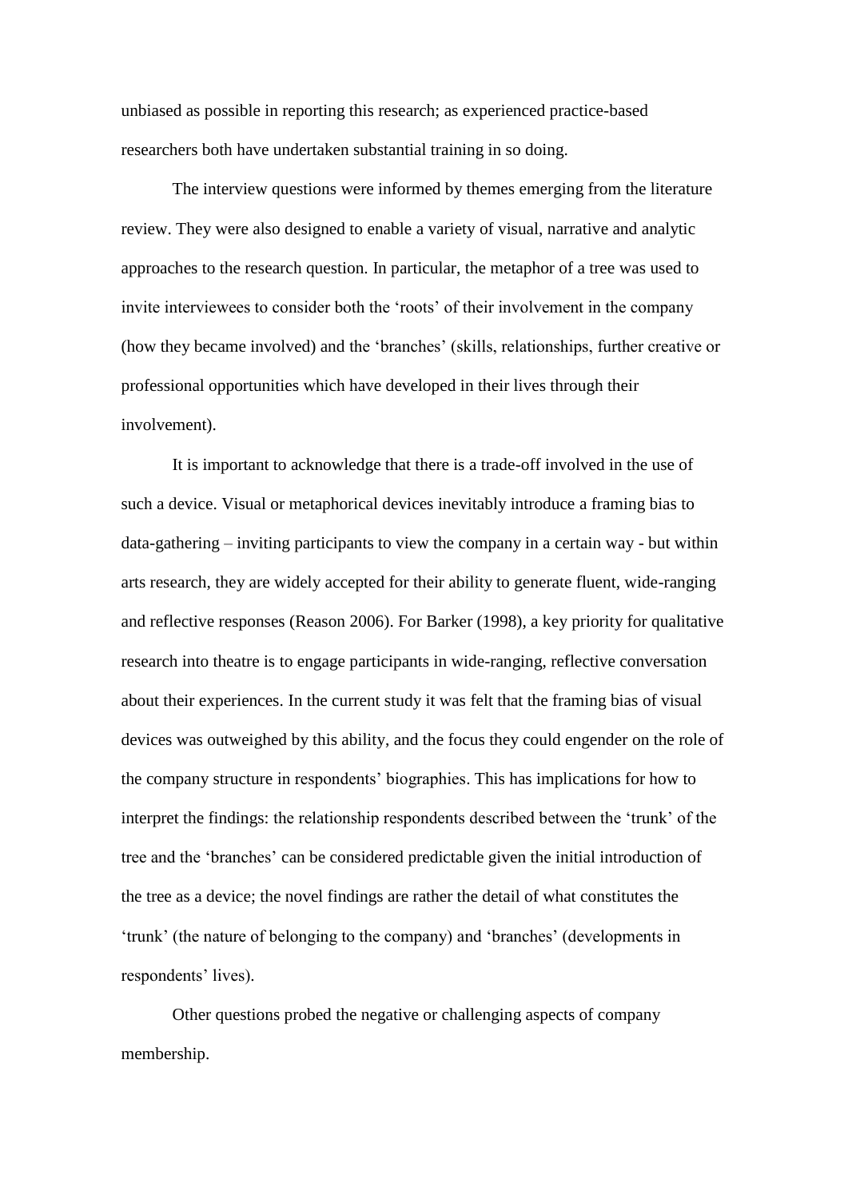unbiased as possible in reporting this research; as experienced practice-based researchers both have undertaken substantial training in so doing.

The interview questions were informed by themes emerging from the literature review. They were also designed to enable a variety of visual, narrative and analytic approaches to the research question. In particular, the metaphor of a tree was used to invite interviewees to consider both the 'roots' of their involvement in the company (how they became involved) and the 'branches' (skills, relationships, further creative or professional opportunities which have developed in their lives through their involvement).

It is important to acknowledge that there is a trade-off involved in the use of such a device. Visual or metaphorical devices inevitably introduce a framing bias to data-gathering – inviting participants to view the company in a certain way - but within arts research, they are widely accepted for their ability to generate fluent, wide-ranging and reflective responses (Reason 2006). For Barker (1998), a key priority for qualitative research into theatre is to engage participants in wide-ranging, reflective conversation about their experiences. In the current study it was felt that the framing bias of visual devices was outweighed by this ability, and the focus they could engender on the role of the company structure in respondents' biographies. This has implications for how to interpret the findings: the relationship respondents described between the 'trunk' of the tree and the 'branches' can be considered predictable given the initial introduction of the tree as a device; the novel findings are rather the detail of what constitutes the 'trunk' (the nature of belonging to the company) and 'branches' (developments in respondents' lives).

Other questions probed the negative or challenging aspects of company membership.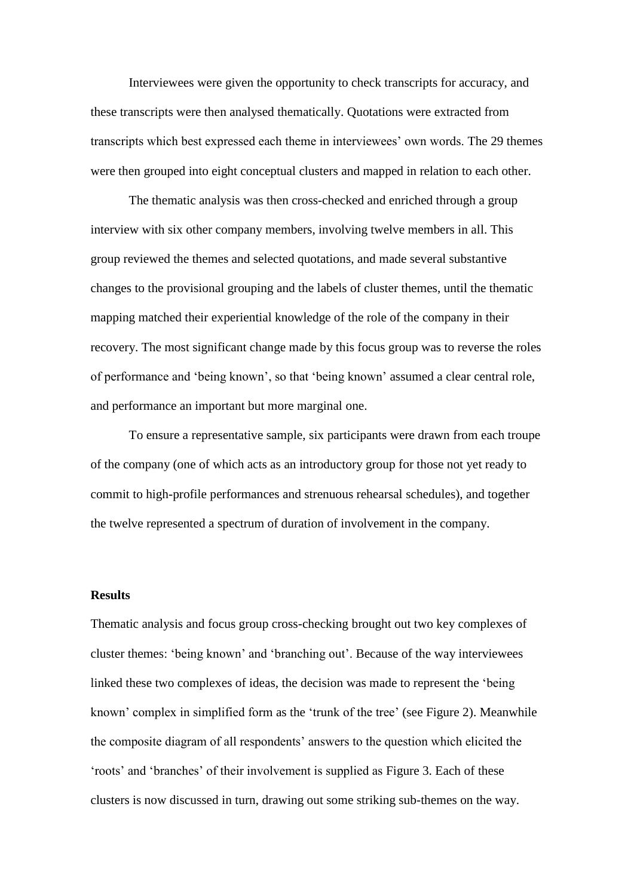Interviewees were given the opportunity to check transcripts for accuracy, and these transcripts were then analysed thematically. Quotations were extracted from transcripts which best expressed each theme in interviewees' own words. The 29 themes were then grouped into eight conceptual clusters and mapped in relation to each other.

The thematic analysis was then cross-checked and enriched through a group interview with six other company members, involving twelve members in all. This group reviewed the themes and selected quotations, and made several substantive changes to the provisional grouping and the labels of cluster themes, until the thematic mapping matched their experiential knowledge of the role of the company in their recovery. The most significant change made by this focus group was to reverse the roles of performance and 'being known', so that 'being known' assumed a clear central role, and performance an important but more marginal one.

To ensure a representative sample, six participants were drawn from each troupe of the company (one of which acts as an introductory group for those not yet ready to commit to high-profile performances and strenuous rehearsal schedules), and together the twelve represented a spectrum of duration of involvement in the company.

**Results**

Thematic analysis and focus group cross-checking brought out two key complexes of cluster themes: 'being known' and 'branching out'. Because of the way interviewees linked these two complexes of ideas, the decision was made to represent the 'being known' complex in simplified form as the 'trunk of the tree' (see Figure 2). Meanwhile the composite diagram of all respondents' answers to the question which elicited the 'roots' and 'branches' of their involvement is supplied as Figure 3. Each of these clusters is now discussed in turn, drawing out some striking sub-themes on the way.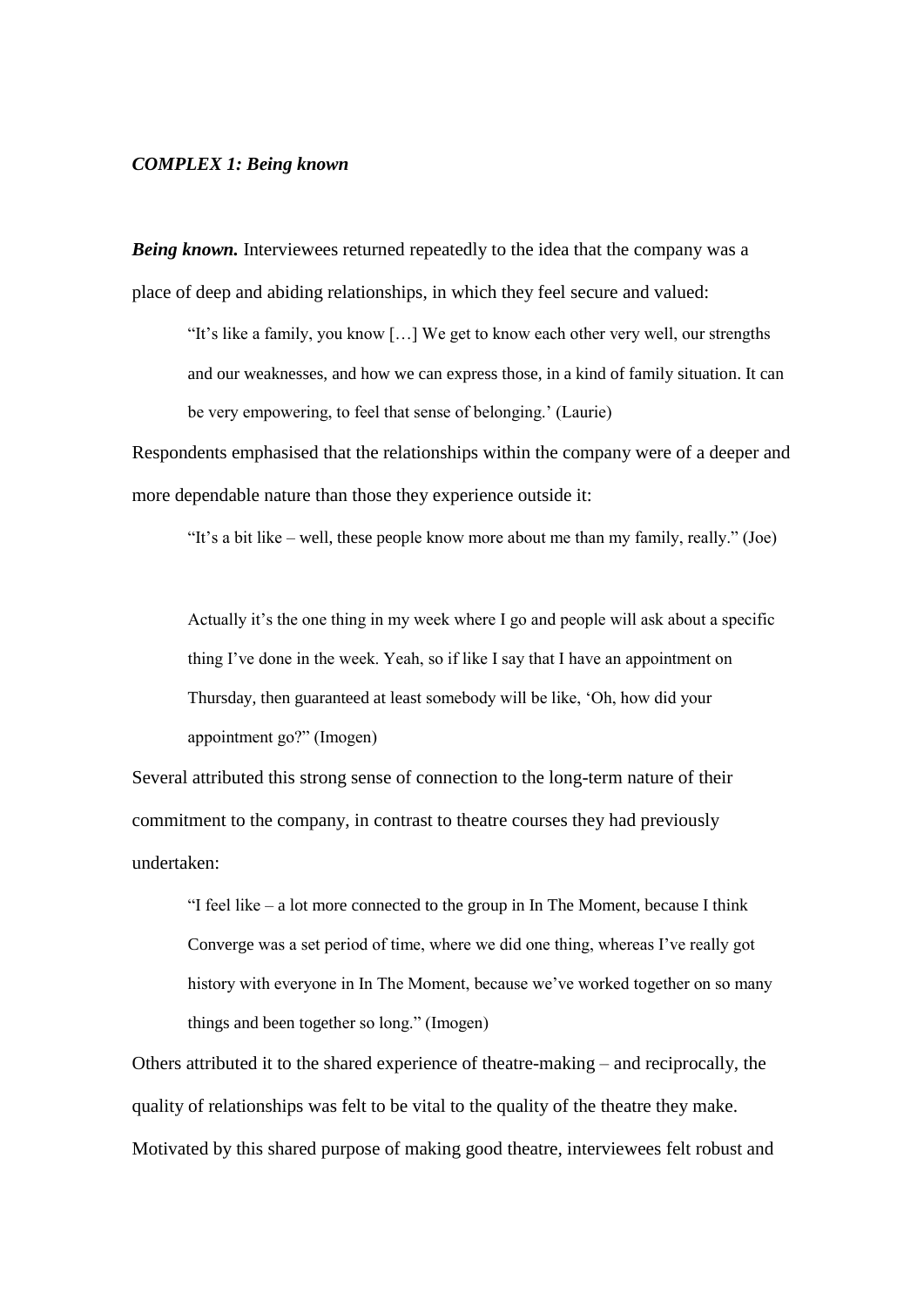***COMPLEX 1: Being known***

***Being known.*** Interviewees returned repeatedly to the idea that the company was a place of deep and abiding relationships, in which they feel secure and valued:

> "It's like a family, you know […] We get to know each other very well, our strengths and our weaknesses, and how we can express those, in a kind of family situation. It can be very empowering, to feel that sense of belonging.' (Laurie)

Respondents emphasised that the relationships within the company were of a deeper and more dependable nature than those they experience outside it:

> "It's a bit like – well, these people know more about me than my family, really." (Joe)

> Actually it's the one thing in my week where I go and people will ask about a specific thing I've done in the week. Yeah, so if like I say that I have an appointment on Thursday, then guaranteed at least somebody will be like, 'Oh, how did your appointment go?" (Imogen)

Several attributed this strong sense of connection to the long-term nature of their commitment to the company, in contrast to theatre courses they had previously undertaken:

> "I feel like – a lot more connected to the group in In The Moment, because I think Converge was a set period of time, where we did one thing, whereas I've really got history with everyone in In The Moment, because we've worked together on so many things and been together so long." (Imogen)

Others attributed it to the shared experience of theatre-making – and reciprocally, the quality of relationships was felt to be vital to the quality of the theatre they make. Motivated by this shared purpose of making good theatre, interviewees felt robust and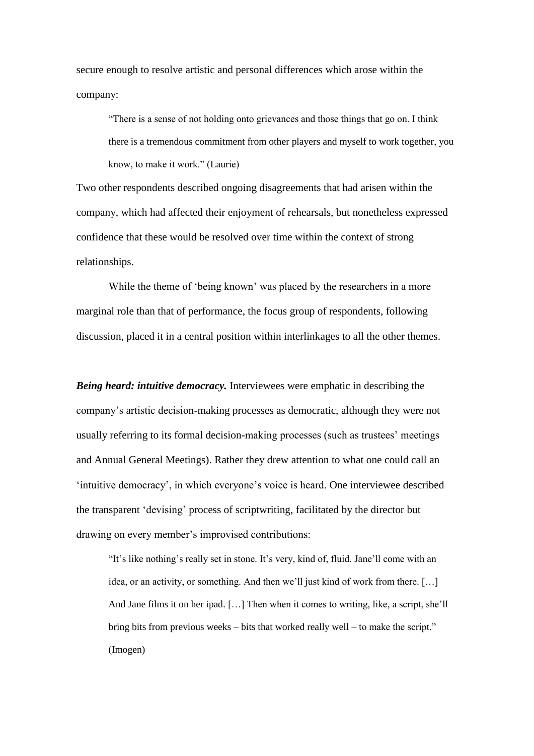secure enough to resolve artistic and personal differences which arose within the company:

> "There is a sense of not holding onto grievances and those things that go on. I think there is a tremendous commitment from other players and myself to work together, you know, to make it work." (Laurie)

Two other respondents described ongoing disagreements that had arisen within the company, which had affected their enjoyment of rehearsals, but nonetheless expressed confidence that these would be resolved over time within the context of strong relationships.

While the theme of 'being known' was placed by the researchers in a more marginal role than that of performance, the focus group of respondents, following discussion, placed it in a central position within interlinkages to all the other themes.

***Being heard: intuitive democracy.*** Interviewees were emphatic in describing the company's artistic decision-making processes as democratic, although they were not usually referring to its formal decision-making processes (such as trustees' meetings and Annual General Meetings). Rather they drew attention to what one could call an 'intuitive democracy', in which everyone's voice is heard. One interviewee described the transparent 'devising' process of scriptwriting, facilitated by the director but drawing on every member's improvised contributions:

> "It's like nothing's really set in stone. It's very, kind of, fluid. Jane'll come with an idea, or an activity, or something. And then we'll just kind of work from there. […] And Jane films it on her ipad. […] Then when it comes to writing, like, a script, she'll bring bits from previous weeks – bits that worked really well – to make the script." (Imogen)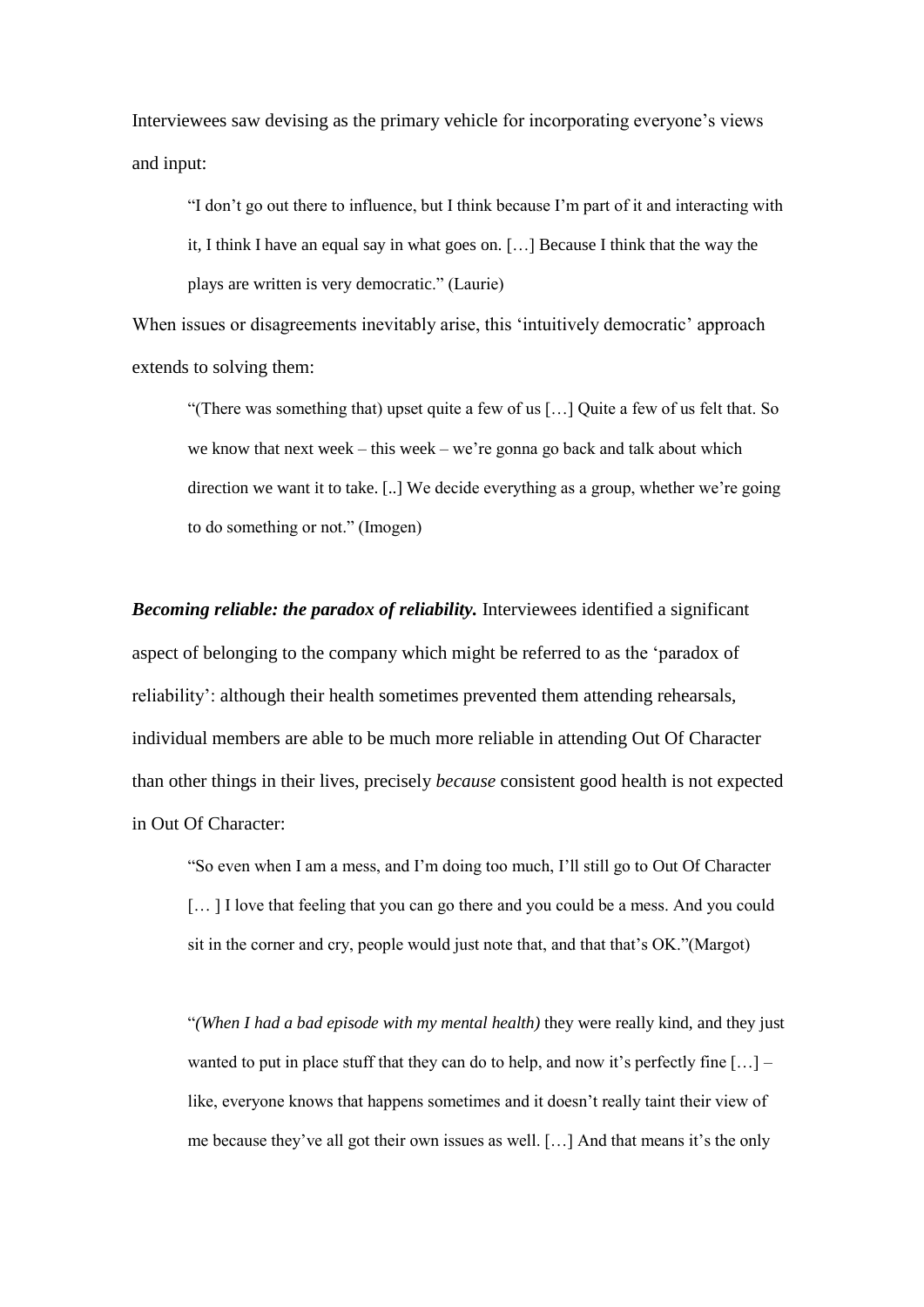Interviewees saw devising as the primary vehicle for incorporating everyone's views and input:

> "I don't go out there to influence, but I think because I'm part of it and interacting with it, I think I have an equal say in what goes on. […] Because I think that the way the plays are written is very democratic." (Laurie)

When issues or disagreements inevitably arise, this 'intuitively democratic' approach extends to solving them:

> "(There was something that) upset quite a few of us […] Quite a few of us felt that. So we know that next week – this week – we're gonna go back and talk about which direction we want it to take. [..] We decide everything as a group, whether we're going to do something or not." (Imogen)

***Becoming reliable: the paradox of reliability.*** Interviewees identified a significant aspect of belonging to the company which might be referred to as the 'paradox of reliability': although their health sometimes prevented them attending rehearsals, individual members are able to be much more reliable in attending Out Of Character than other things in their lives, precisely *because* consistent good health is not expected in Out Of Character:

> "So even when I am a mess, and I'm doing too much, I'll still go to Out Of Character [… ] I love that feeling that you can go there and you could be a mess. And you could sit in the corner and cry, people would just note that, and that that's OK."(Margot)

> "*(When I had a bad episode with my mental health)* they were really kind, and they just wanted to put in place stuff that they can do to help, and now it's perfectly fine […] – like, everyone knows that happens sometimes and it doesn't really taint their view of me because they've all got their own issues as well. […] And that means it's the only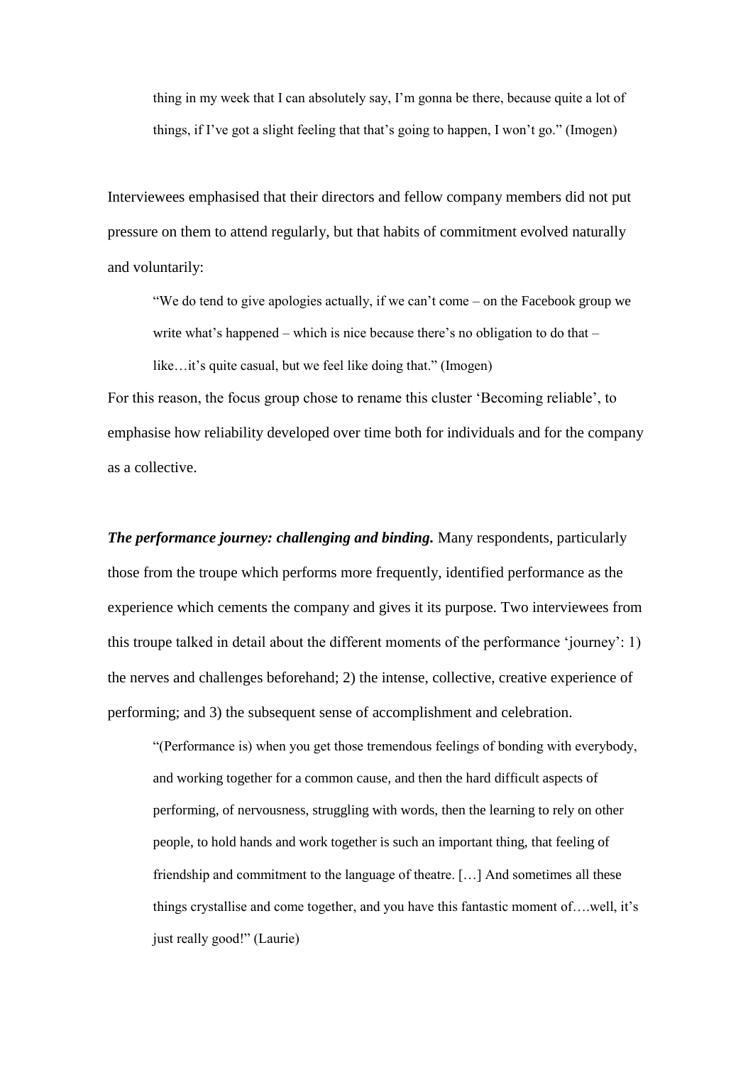> thing in my week that I can absolutely say, I'm gonna be there, because quite a lot of things, if I've got a slight feeling that that's going to happen, I won't go." (Imogen)

Interviewees emphasised that their directors and fellow company members did not put pressure on them to attend regularly, but that habits of commitment evolved naturally and voluntarily:

> "We do tend to give apologies actually, if we can't come – on the Facebook group we write what's happened – which is nice because there's no obligation to do that – like…it's quite casual, but we feel like doing that." (Imogen)

For this reason, the focus group chose to rename this cluster 'Becoming reliable', to emphasise how reliability developed over time both for individuals and for the company as a collective.

***The performance journey: challenging and binding.*** Many respondents, particularly those from the troupe which performs more frequently, identified performance as the experience which cements the company and gives it its purpose. Two interviewees from this troupe talked in detail about the different moments of the performance 'journey': 1) the nerves and challenges beforehand; 2) the intense, collective, creative experience of performing; and 3) the subsequent sense of accomplishment and celebration.

> "(Performance is) when you get those tremendous feelings of bonding with everybody, and working together for a common cause, and then the hard difficult aspects of performing, of nervousness, struggling with words, then the learning to rely on other people, to hold hands and work together is such an important thing, that feeling of friendship and commitment to the language of theatre. […] And sometimes all these things crystallise and come together, and you have this fantastic moment of….well, it's just really good!" (Laurie)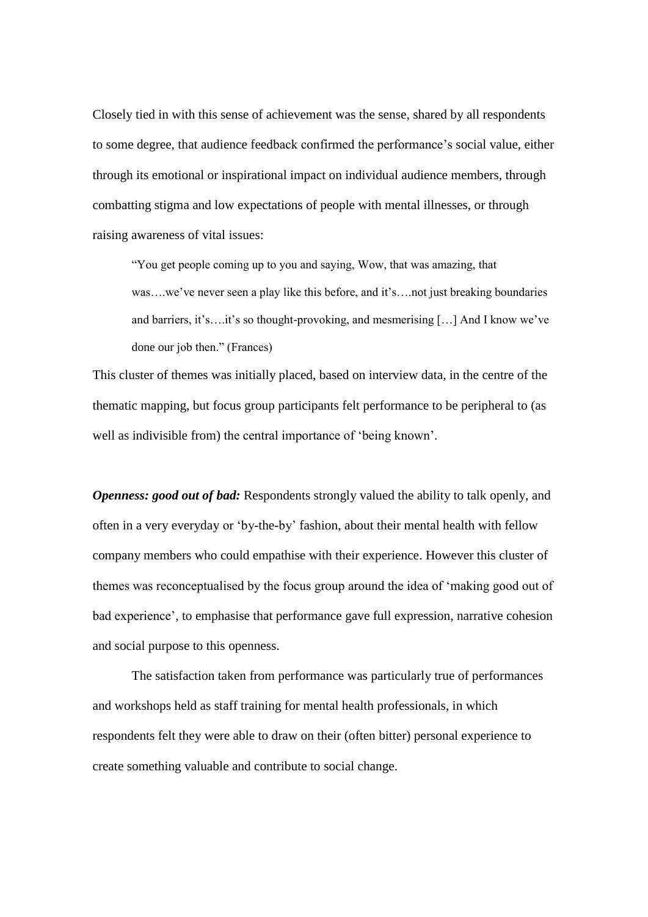Closely tied in with this sense of achievement was the sense, shared by all respondents to some degree, that audience feedback confirmed the performance's social value, either through its emotional or inspirational impact on individual audience members, through combatting stigma and low expectations of people with mental illnesses, or through raising awareness of vital issues:

> "You get people coming up to you and saying, Wow, that was amazing, that was….we've never seen a play like this before, and it's….not just breaking boundaries and barriers, it's….it's so thought-provoking, and mesmerising […] And I know we've done our job then." (Frances)

This cluster of themes was initially placed, based on interview data, in the centre of the thematic mapping, but focus group participants felt performance to be peripheral to (as well as indivisible from) the central importance of 'being known'.

***Openness: good out of bad:*** Respondents strongly valued the ability to talk openly, and often in a very everyday or 'by-the-by' fashion, about their mental health with fellow company members who could empathise with their experience. However this cluster of themes was reconceptualised by the focus group around the idea of 'making good out of bad experience', to emphasise that performance gave full expression, narrative cohesion and social purpose to this openness.

The satisfaction taken from performance was particularly true of performances and workshops held as staff training for mental health professionals, in which respondents felt they were able to draw on their (often bitter) personal experience to create something valuable and contribute to social change.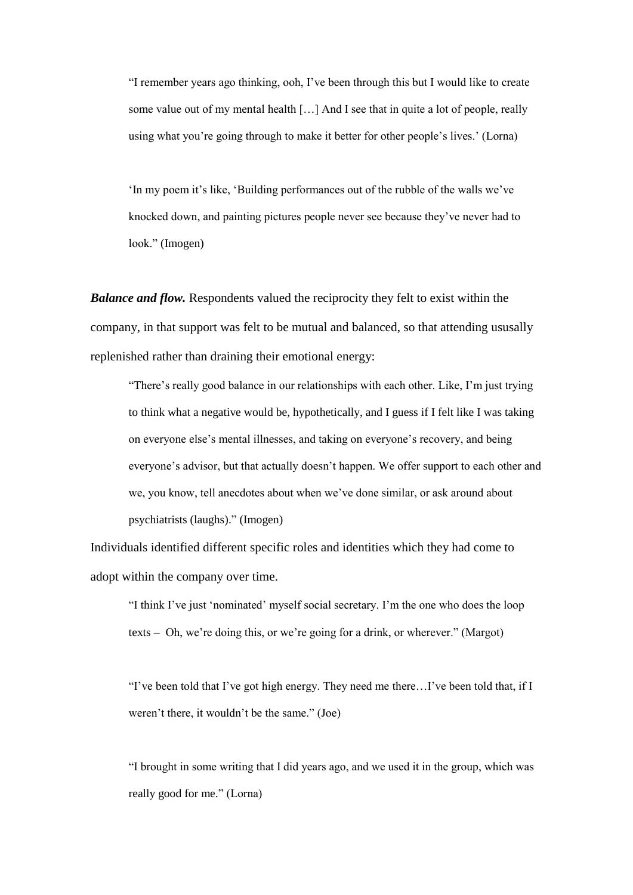> "I remember years ago thinking, ooh, I've been through this but I would like to create some value out of my mental health […] And I see that in quite a lot of people, really using what you're going through to make it better for other people's lives.' (Lorna)

> 'In my poem it's like, 'Building performances out of the rubble of the walls we've knocked down, and painting pictures people never see because they've never had to look." (Imogen)

***Balance and flow.*** Respondents valued the reciprocity they felt to exist within the company, in that support was felt to be mutual and balanced, so that attending ususally replenished rather than draining their emotional energy:

> "There's really good balance in our relationships with each other. Like, I'm just trying to think what a negative would be, hypothetically, and I guess if I felt like I was taking on everyone else's mental illnesses, and taking on everyone's recovery, and being everyone's advisor, but that actually doesn't happen. We offer support to each other and we, you know, tell anecdotes about when we've done similar, or ask around about psychiatrists (laughs)." (Imogen)

Individuals identified different specific roles and identities which they had come to adopt within the company over time.

> "I think I've just 'nominated' myself social secretary. I'm the one who does the loop texts – Oh, we're doing this, or we're going for a drink, or wherever." (Margot)

> "I've been told that I've got high energy. They need me there…I've been told that, if I weren't there, it wouldn't be the same." (Joe)

> "I brought in some writing that I did years ago, and we used it in the group, which was really good for me." (Lorna)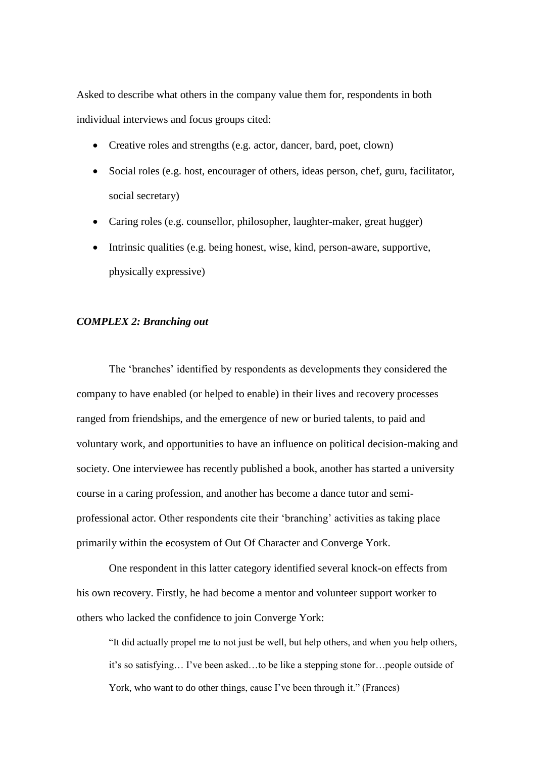Asked to describe what others in the company value them for, respondents in both individual interviews and focus groups cited:

- Creative roles and strengths (e.g. actor, dancer, bard, poet, clown)
- Social roles (e.g. host, encourager of others, ideas person, chef, guru, facilitator, social secretary)
- Caring roles (e.g. counsellor, philosopher, laughter-maker, great hugger)
- Intrinsic qualities (e.g. being honest, wise, kind, person-aware, supportive, physically expressive)

***COMPLEX 2: Branching out***

The 'branches' identified by respondents as developments they considered the company to have enabled (or helped to enable) in their lives and recovery processes ranged from friendships, and the emergence of new or buried talents, to paid and voluntary work, and opportunities to have an influence on political decision-making and society. One interviewee has recently published a book, another has started a university course in a caring profession, and another has become a dance tutor and semi-professional actor. Other respondents cite their 'branching' activities as taking place primarily within the ecosystem of Out Of Character and Converge York.

One respondent in this latter category identified several knock-on effects from his own recovery. Firstly, he had become a mentor and volunteer support worker to others who lacked the confidence to join Converge York:

> "It did actually propel me to not just be well, but help others, and when you help others, it's so satisfying… I've been asked…to be like a stepping stone for…people outside of York, who want to do other things, cause I've been through it." (Frances)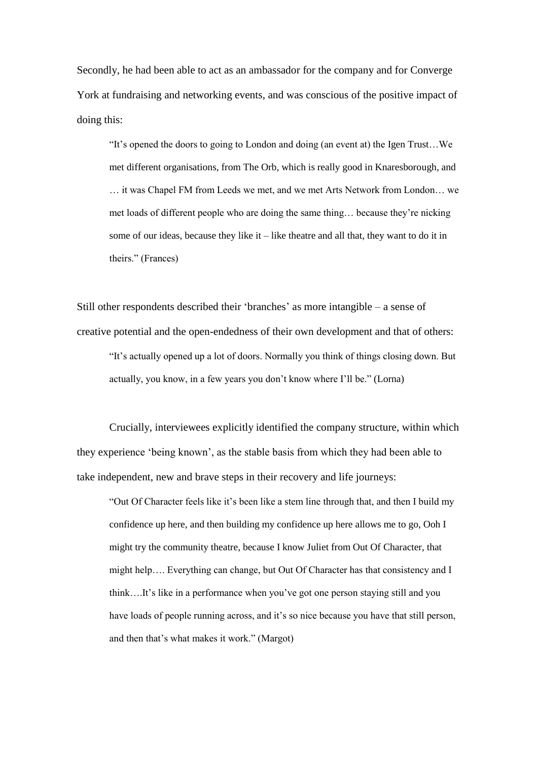Secondly, he had been able to act as an ambassador for the company and for Converge York at fundraising and networking events, and was conscious of the positive impact of doing this:

> "It's opened the doors to going to London and doing (an event at) the Igen Trust…We met different organisations, from The Orb, which is really good in Knaresborough, and … it was Chapel FM from Leeds we met, and we met Arts Network from London… we met loads of different people who are doing the same thing… because they're nicking some of our ideas, because they like it – like theatre and all that, they want to do it in theirs." (Frances)

Still other respondents described their 'branches' as more intangible – a sense of creative potential and the open-endedness of their own development and that of others:

> "It's actually opened up a lot of doors. Normally you think of things closing down. But actually, you know, in a few years you don't know where I'll be." (Lorna)

Crucially, interviewees explicitly identified the company structure, within which they experience 'being known', as the stable basis from which they had been able to take independent, new and brave steps in their recovery and life journeys:

> "Out Of Character feels like it's been like a stem line through that, and then I build my confidence up here, and then building my confidence up here allows me to go, Ooh I might try the community theatre, because I know Juliet from Out Of Character, that might help…. Everything can change, but Out Of Character has that consistency and I think….It's like in a performance when you've got one person staying still and you have loads of people running across, and it's so nice because you have that still person, and then that's what makes it work." (Margot)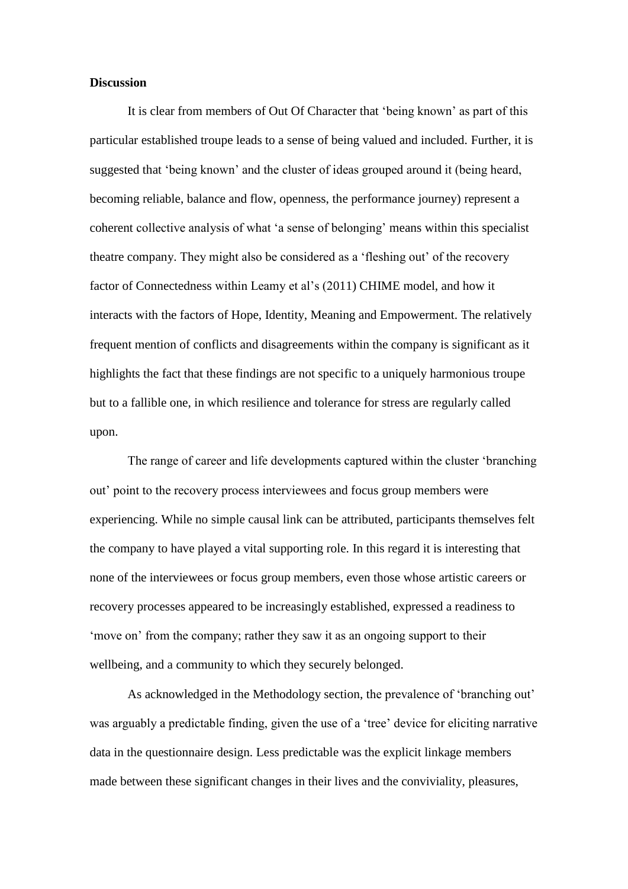**Discussion**

It is clear from members of Out Of Character that 'being known' as part of this particular established troupe leads to a sense of being valued and included. Further, it is suggested that 'being known' and the cluster of ideas grouped around it (being heard, becoming reliable, balance and flow, openness, the performance journey) represent a coherent collective analysis of what 'a sense of belonging' means within this specialist theatre company. They might also be considered as a 'fleshing out' of the recovery factor of Connectedness within Leamy et al's (2011) CHIME model, and how it interacts with the factors of Hope, Identity, Meaning and Empowerment. The relatively frequent mention of conflicts and disagreements within the company is significant as it highlights the fact that these findings are not specific to a uniquely harmonious troupe but to a fallible one, in which resilience and tolerance for stress are regularly called upon.

The range of career and life developments captured within the cluster 'branching out' point to the recovery process interviewees and focus group members were experiencing. While no simple causal link can be attributed, participants themselves felt the company to have played a vital supporting role. In this regard it is interesting that none of the interviewees or focus group members, even those whose artistic careers or recovery processes appeared to be increasingly established, expressed a readiness to 'move on' from the company; rather they saw it as an ongoing support to their wellbeing, and a community to which they securely belonged.

As acknowledged in the Methodology section, the prevalence of 'branching out' was arguably a predictable finding, given the use of a 'tree' device for eliciting narrative data in the questionnaire design. Less predictable was the explicit linkage members made between these significant changes in their lives and the conviviality, pleasures,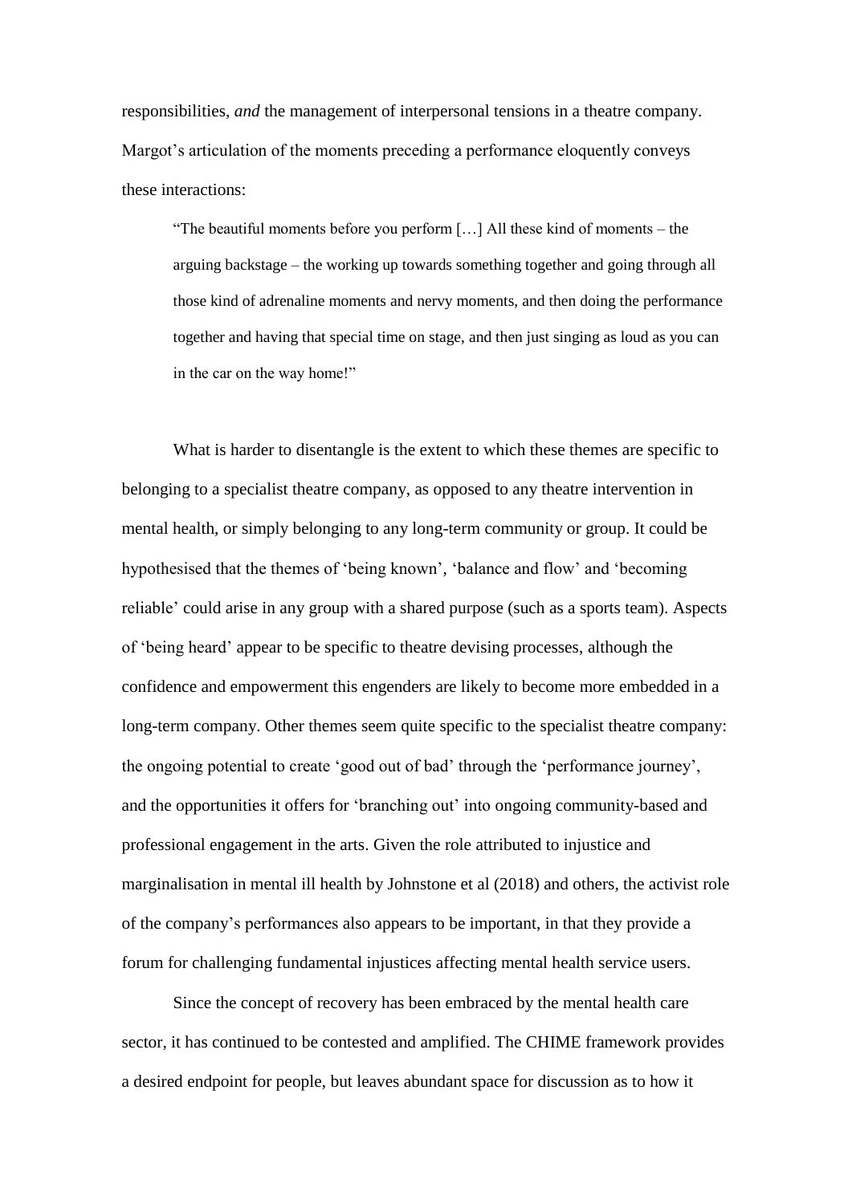responsibilities, *and* the management of interpersonal tensions in a theatre company. Margot's articulation of the moments preceding a performance eloquently conveys these interactions:

> "The beautiful moments before you perform […] All these kind of moments – the arguing backstage – the working up towards something together and going through all those kind of adrenaline moments and nervy moments, and then doing the performance together and having that special time on stage, and then just singing as loud as you can in the car on the way home!"

What is harder to disentangle is the extent to which these themes are specific to belonging to a specialist theatre company, as opposed to any theatre intervention in mental health, or simply belonging to any long-term community or group. It could be hypothesised that the themes of 'being known', 'balance and flow' and 'becoming reliable' could arise in any group with a shared purpose (such as a sports team). Aspects of 'being heard' appear to be specific to theatre devising processes, although the confidence and empowerment this engenders are likely to become more embedded in a long-term company. Other themes seem quite specific to the specialist theatre company: the ongoing potential to create 'good out of bad' through the 'performance journey', and the opportunities it offers for 'branching out' into ongoing community-based and professional engagement in the arts. Given the role attributed to injustice and marginalisation in mental ill health by Johnstone et al (2018) and others, the activist role of the company's performances also appears to be important, in that they provide a forum for challenging fundamental injustices affecting mental health service users.

Since the concept of recovery has been embraced by the mental health care sector, it has continued to be contested and amplified. The CHIME framework provides a desired endpoint for people, but leaves abundant space for discussion as to how it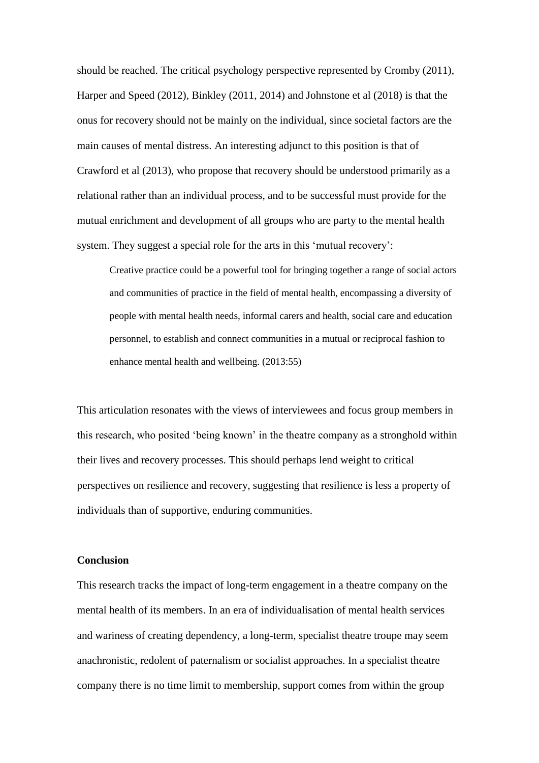should be reached. The critical psychology perspective represented by Cromby (2011), Harper and Speed (2012), Binkley (2011, 2014) and Johnstone et al (2018) is that the onus for recovery should not be mainly on the individual, since societal factors are the main causes of mental distress. An interesting adjunct to this position is that of Crawford et al (2013), who propose that recovery should be understood primarily as a relational rather than an individual process, and to be successful must provide for the mutual enrichment and development of all groups who are party to the mental health system. They suggest a special role for the arts in this 'mutual recovery':

> Creative practice could be a powerful tool for bringing together a range of social actors and communities of practice in the field of mental health, encompassing a diversity of people with mental health needs, informal carers and health, social care and education personnel, to establish and connect communities in a mutual or reciprocal fashion to enhance mental health and wellbeing. (2013:55)

This articulation resonates with the views of interviewees and focus group members in this research, who posited 'being known' in the theatre company as a stronghold within their lives and recovery processes. This should perhaps lend weight to critical perspectives on resilience and recovery, suggesting that resilience is less a property of individuals than of supportive, enduring communities.

**Conclusion**

This research tracks the impact of long-term engagement in a theatre company on the mental health of its members. In an era of individualisation of mental health services and wariness of creating dependency, a long-term, specialist theatre troupe may seem anachronistic, redolent of paternalism or socialist approaches. In a specialist theatre company there is no time limit to membership, support comes from within the group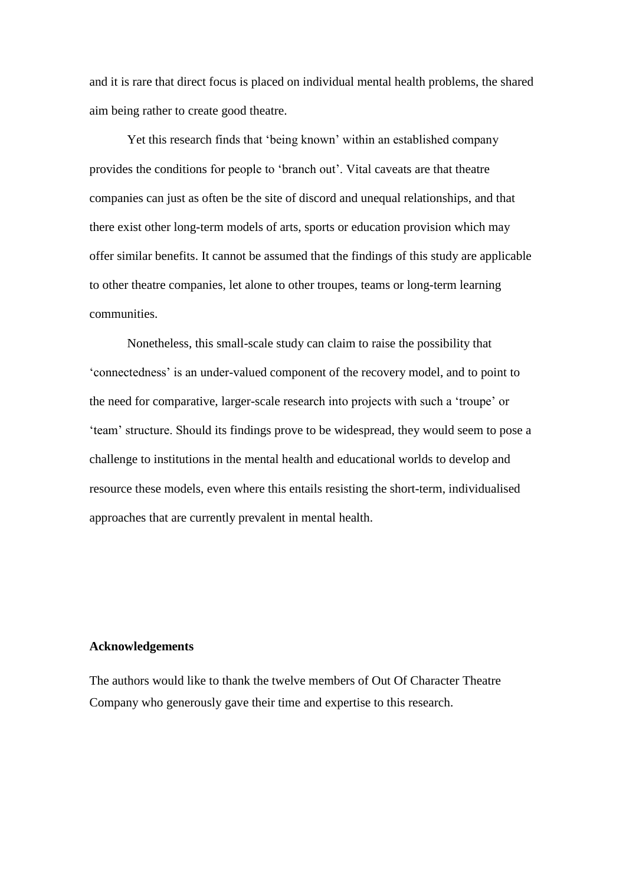and it is rare that direct focus is placed on individual mental health problems, the shared aim being rather to create good theatre.

Yet this research finds that 'being known' within an established company provides the conditions for people to 'branch out'. Vital caveats are that theatre companies can just as often be the site of discord and unequal relationships, and that there exist other long-term models of arts, sports or education provision which may offer similar benefits. It cannot be assumed that the findings of this study are applicable to other theatre companies, let alone to other troupes, teams or long-term learning communities.

Nonetheless, this small-scale study can claim to raise the possibility that 'connectedness' is an under-valued component of the recovery model, and to point to the need for comparative, larger-scale research into projects with such a 'troupe' or 'team' structure. Should its findings prove to be widespread, they would seem to pose a challenge to institutions in the mental health and educational worlds to develop and resource these models, even where this entails resisting the short-term, individualised approaches that are currently prevalent in mental health.

**Acknowledgements**

The authors would like to thank the twelve members of Out Of Character Theatre Company who generously gave their time and expertise to this research.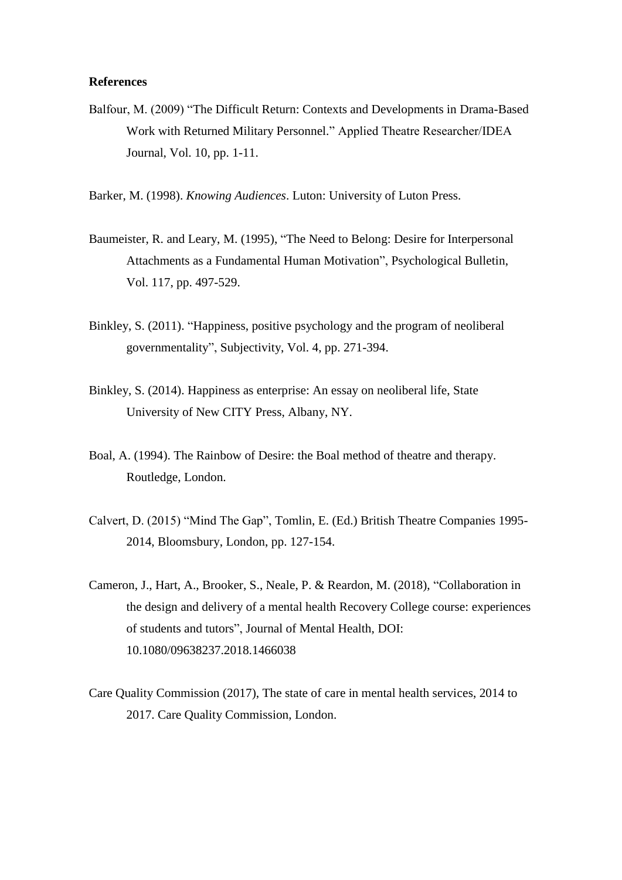**References**

Balfour, M. (2009) “The Difficult Return: Contexts and Developments in Drama-Based Work with Returned Military Personnel.” Applied Theatre Researcher/IDEA Journal, Vol. 10, pp. 1-11.

Barker, M. (1998). *Knowing Audiences*. Luton: University of Luton Press.

Baumeister, R. and Leary, M. (1995), “The Need to Belong: Desire for Interpersonal Attachments as a Fundamental Human Motivation”, Psychological Bulletin, Vol. 117, pp. 497-529.

Binkley, S. (2011). “Happiness, positive psychology and the program of neoliberal governmentality”, Subjectivity, Vol. 4, pp. 271-394.

Binkley, S. (2014). Happiness as enterprise: An essay on neoliberal life, State University of New CITY Press, Albany, NY.

Boal, A. (1994). The Rainbow of Desire: the Boal method of theatre and therapy. Routledge, London.

Calvert, D. (2015) “Mind The Gap”, Tomlin, E. (Ed.) British Theatre Companies 1995-2014, Bloomsbury, London, pp. 127-154.

Cameron, J., Hart, A., Brooker, S., Neale, P. & Reardon, M. (2018), “Collaboration in the design and delivery of a mental health Recovery College course: experiences of students and tutors”, Journal of Mental Health, DOI: 10.1080/09638237.2018.1466038

Care Quality Commission (2017), The state of care in mental health services, 2014 to 2017. Care Quality Commission, London.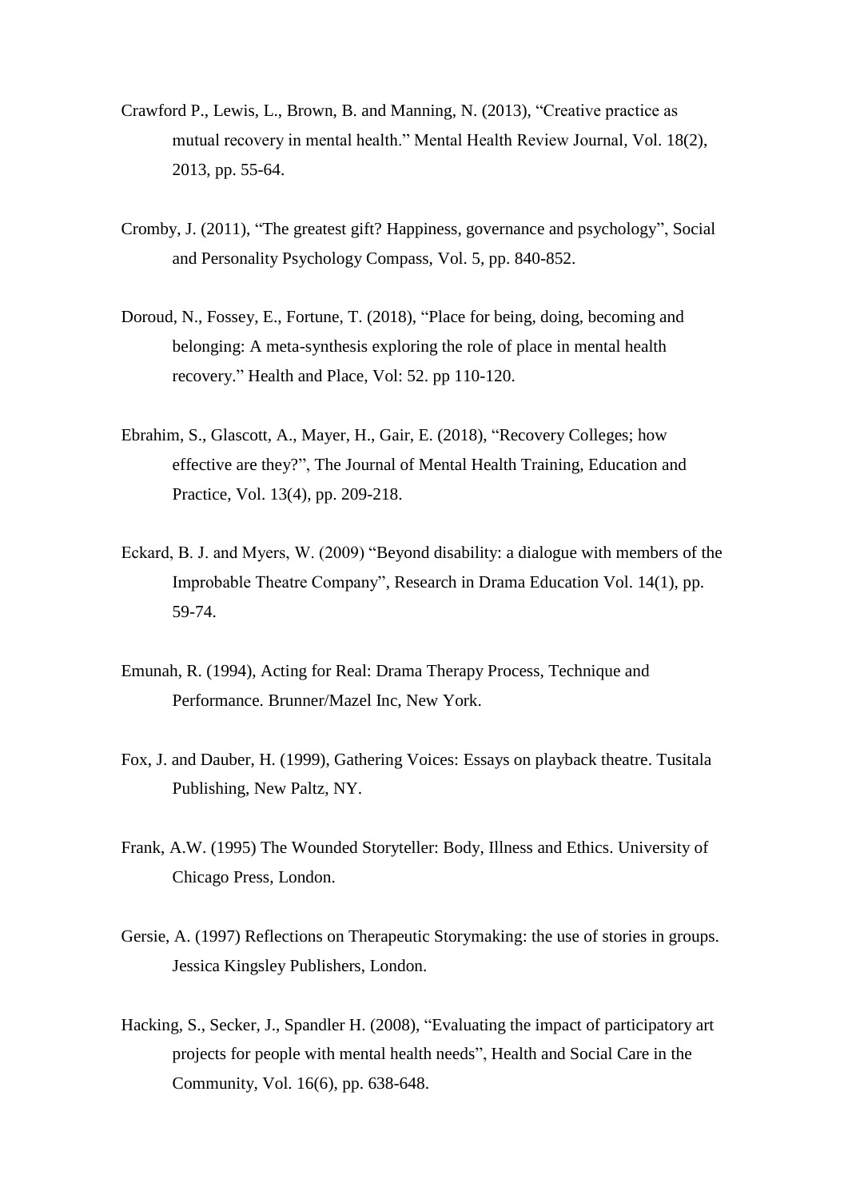Crawford P., Lewis, L., Brown, B. and Manning, N. (2013), “Creative practice as mutual recovery in mental health.” Mental Health Review Journal, Vol. 18(2), 2013, pp. 55-64.

Cromby, J. (2011), “The greatest gift? Happiness, governance and psychology”, Social and Personality Psychology Compass, Vol. 5, pp. 840-852.

Doroud, N., Fossey, E., Fortune, T. (2018), “Place for being, doing, becoming and belonging: A meta-synthesis exploring the role of place in mental health recovery.” Health and Place, Vol: 52. pp 110-120.

Ebrahim, S., Glascott, A., Mayer, H., Gair, E. (2018), “Recovery Colleges; how effective are they?”, The Journal of Mental Health Training, Education and Practice, Vol. 13(4), pp. 209-218.

Eckard, B. J. and Myers, W. (2009) “Beyond disability: a dialogue with members of the Improbable Theatre Company”, Research in Drama Education Vol. 14(1), pp. 59-74.

Emunah, R. (1994), Acting for Real: Drama Therapy Process, Technique and Performance. Brunner/Mazel Inc, New York.

Fox, J. and Dauber, H. (1999), Gathering Voices: Essays on playback theatre. Tusitala Publishing, New Paltz, NY.

Frank, A.W. (1995) The Wounded Storyteller: Body, Illness and Ethics. University of Chicago Press, London.

Gersie, A. (1997) Reflections on Therapeutic Storymaking: the use of stories in groups. Jessica Kingsley Publishers, London.

Hacking, S., Secker, J., Spandler H. (2008), “Evaluating the impact of participatory art projects for people with mental health needs”, Health and Social Care in the Community, Vol. 16(6), pp. 638-648.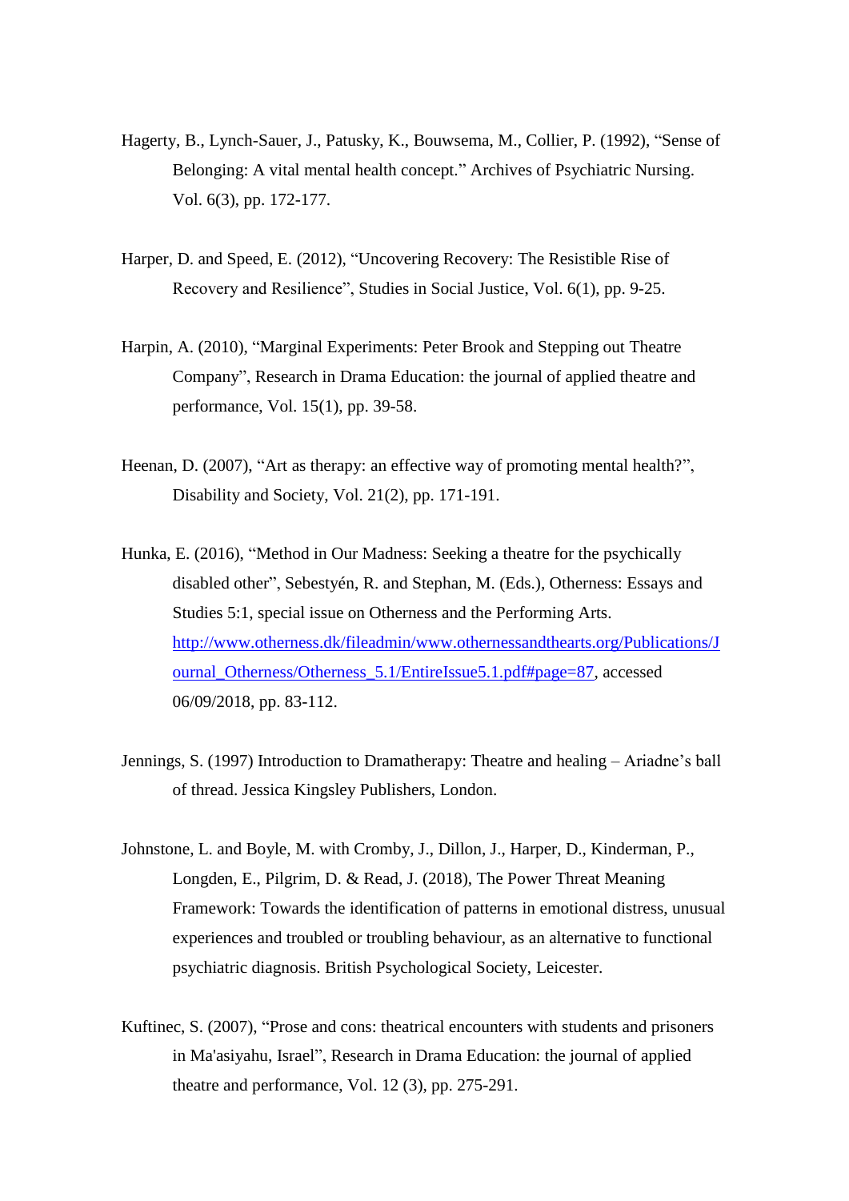Hagerty, B., Lynch-Sauer, J., Patusky, K., Bouwsema, M., Collier, P. (1992), "Sense of Belonging: A vital mental health concept." Archives of Psychiatric Nursing. Vol. 6(3), pp. 172-177.

Harper, D. and Speed, E. (2012), "Uncovering Recovery: The Resistible Rise of Recovery and Resilience", Studies in Social Justice, Vol. 6(1), pp. 9-25.

Harpin, A. (2010), "Marginal Experiments: Peter Brook and Stepping out Theatre Company", Research in Drama Education: the journal of applied theatre and performance, Vol. 15(1), pp. 39-58.

Heenan, D. (2007), "Art as therapy: an effective way of promoting mental health?", Disability and Society, Vol. 21(2), pp. 171-191.

Hunka, E. (2016), "Method in Our Madness: Seeking a theatre for the psychically disabled other", Sebestyén, R. and Stephan, M. (Eds.), Otherness: Essays and Studies 5:1, special issue on Otherness and the Performing Arts. http://www.otherness.dk/fileadmin/www.othernessandthearts.org/Publications/Journal_Otherness/Otherness_5.1/EntireIssue5.1.pdf#page=87, accessed 06/09/2018, pp. 83-112.

Jennings, S. (1997) Introduction to Dramatherapy: Theatre and healing – Ariadne's ball of thread. Jessica Kingsley Publishers, London.

Johnstone, L. and Boyle, M. with Cromby, J., Dillon, J., Harper, D., Kinderman, P., Longden, E., Pilgrim, D. & Read, J. (2018), The Power Threat Meaning Framework: Towards the identification of patterns in emotional distress, unusual experiences and troubled or troubling behaviour, as an alternative to functional psychiatric diagnosis. British Psychological Society, Leicester.

Kuftinec, S. (2007), "Prose and cons: theatrical encounters with students and prisoners in Ma'asiyahu, Israel", Research in Drama Education: the journal of applied theatre and performance, Vol. 12 (3), pp. 275-291.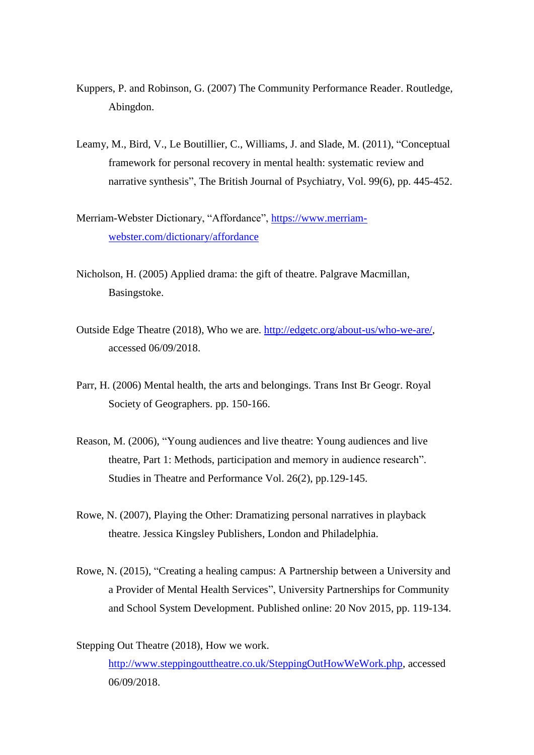Kuppers, P. and Robinson, G. (2007) The Community Performance Reader. Routledge, Abingdon.

Leamy, M., Bird, V., Le Boutillier, C., Williams, J. and Slade, M. (2011), "Conceptual framework for personal recovery in mental health: systematic review and narrative synthesis", The British Journal of Psychiatry, Vol. 99(6), pp. 445-452.

Merriam-Webster Dictionary, "Affordance", [https://www.merriam-webster.com/dictionary/affordance](https://www.merriam-webster.com/dictionary/affordance)

Nicholson, H. (2005) Applied drama: the gift of theatre. Palgrave Macmillan, Basingstoke.

Outside Edge Theatre (2018), Who we are. [http://edgetc.org/about-us/who-we-are/](http://edgetc.org/about-us/who-we-are/), accessed 06/09/2018.

Parr, H. (2006) Mental health, the arts and belongings. Trans Inst Br Geogr. Royal Society of Geographers. pp. 150-166.

Reason, M. (2006), "Young audiences and live theatre: Young audiences and live theatre, Part 1: Methods, participation and memory in audience research". Studies in Theatre and Performance Vol. 26(2), pp.129-145.

Rowe, N. (2007), Playing the Other: Dramatizing personal narratives in playback theatre. Jessica Kingsley Publishers, London and Philadelphia.

Rowe, N. (2015), "Creating a healing campus: A Partnership between a University and a Provider of Mental Health Services", University Partnerships for Community and School System Development. Published online: 20 Nov 2015, pp. 119-134.

Stepping Out Theatre (2018), How we work. [http://www.steppingouttheatre.co.uk/SteppingOutHowWeWork.php](http://www.steppingouttheatre.co.uk/SteppingOutHowWeWork.php), accessed 06/09/2018.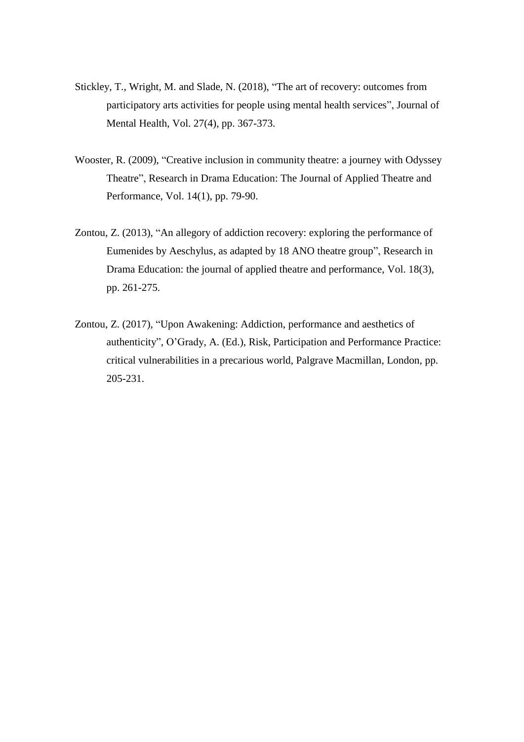Stickley, T., Wright, M. and Slade, N. (2018), "The art of recovery: outcomes from participatory arts activities for people using mental health services", Journal of Mental Health, Vol. 27(4), pp. 367-373.

Wooster, R. (2009), "Creative inclusion in community theatre: a journey with Odyssey Theatre", Research in Drama Education: The Journal of Applied Theatre and Performance, Vol. 14(1), pp. 79-90.

Zontou, Z. (2013), "An allegory of addiction recovery: exploring the performance of Eumenides by Aeschylus, as adapted by 18 ANO theatre group", Research in Drama Education: the journal of applied theatre and performance, Vol. 18(3), pp. 261-275.

Zontou, Z. (2017), "Upon Awakening: Addiction, performance and aesthetics of authenticity", O'Grady, A. (Ed.), Risk, Participation and Performance Practice: critical vulnerabilities in a precarious world, Palgrave Macmillan, London, pp. 205-231.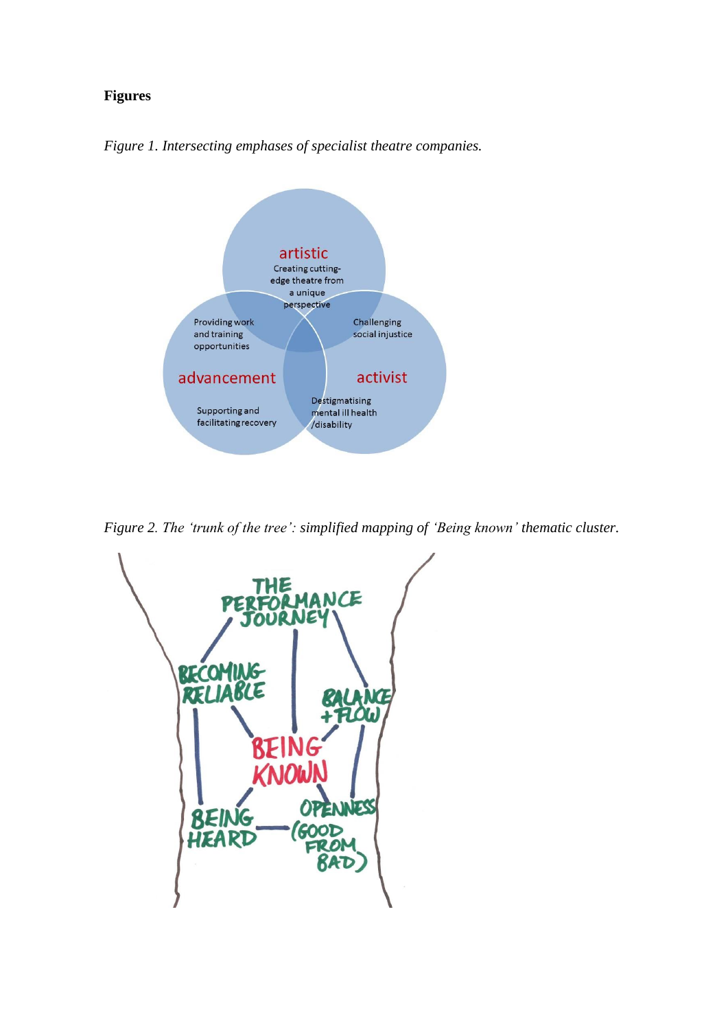**Figures**

*Figure 1. Intersecting emphases of specialist theatre companies.*

artistic
Creating cutting-edge theatre from a unique perspective

advancement
Providing work and training opportunities
Supporting and facilitating recovery

activist
Challenging social injustice
Destigmatising mental ill health /disability

*Figure 2. The 'trunk of the tree': simplified mapping of 'Being known' thematic cluster.*

THE PERFORMANCE JOURNEY
BECOMING RELIABLE
BALANCE + FLOW
BEING KNOWN
BEING HEARD
OPENNESS (GOOD FROM BAD)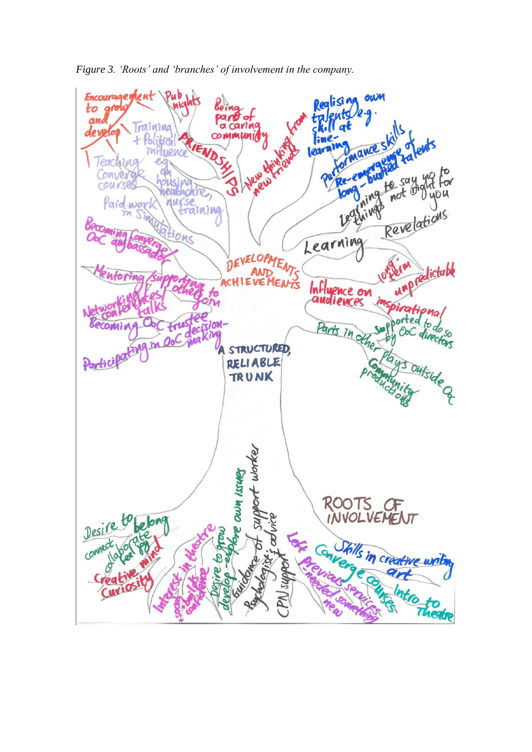*Figure 3. 'Roots' and 'branches' of involvement in the company.*

Encouragement to grow and develop

Pub nights

Being part of a caring community

Realising own talents e.g. skill at line-learning

Training + Political influence e.g. on housing, healthcare, nurse training

FRIENDSHIPS

New thinking from new friends

Performance skills

Re-emergence of long-buried talents

Teaching Converge courses

Learning to say no to things not right for you

Paid work in Simulations

Revelations

Becoming Converge OoC ambassador

Learning

DEVELOPMENTS AND ACHIEVEMENTS

long-term

unpredictable

Mentoring/supporting others to grow

Influence on audiences

inspirational

Networking conferences/talks

Becoming OoC trustee

Participating in OoC decision-making

Parts in other plays outside OoC

Supported to do so by OoC directors

Community productions

A STRUCTURED, RELIABLE TRUNK

ROOTS OF INVOLVEMENT

Desire to belong

connect

collaborate

feel joy

Creative mind

Curiosity

Interest in theatre

social + builds confidence

Desire to grow develop - explore own issues

Guidance of support worker

Psychologist's advice

CPN support

Left previous services - needed something new

Converge courses

Skills in creative writing

art

Intro to Theatre